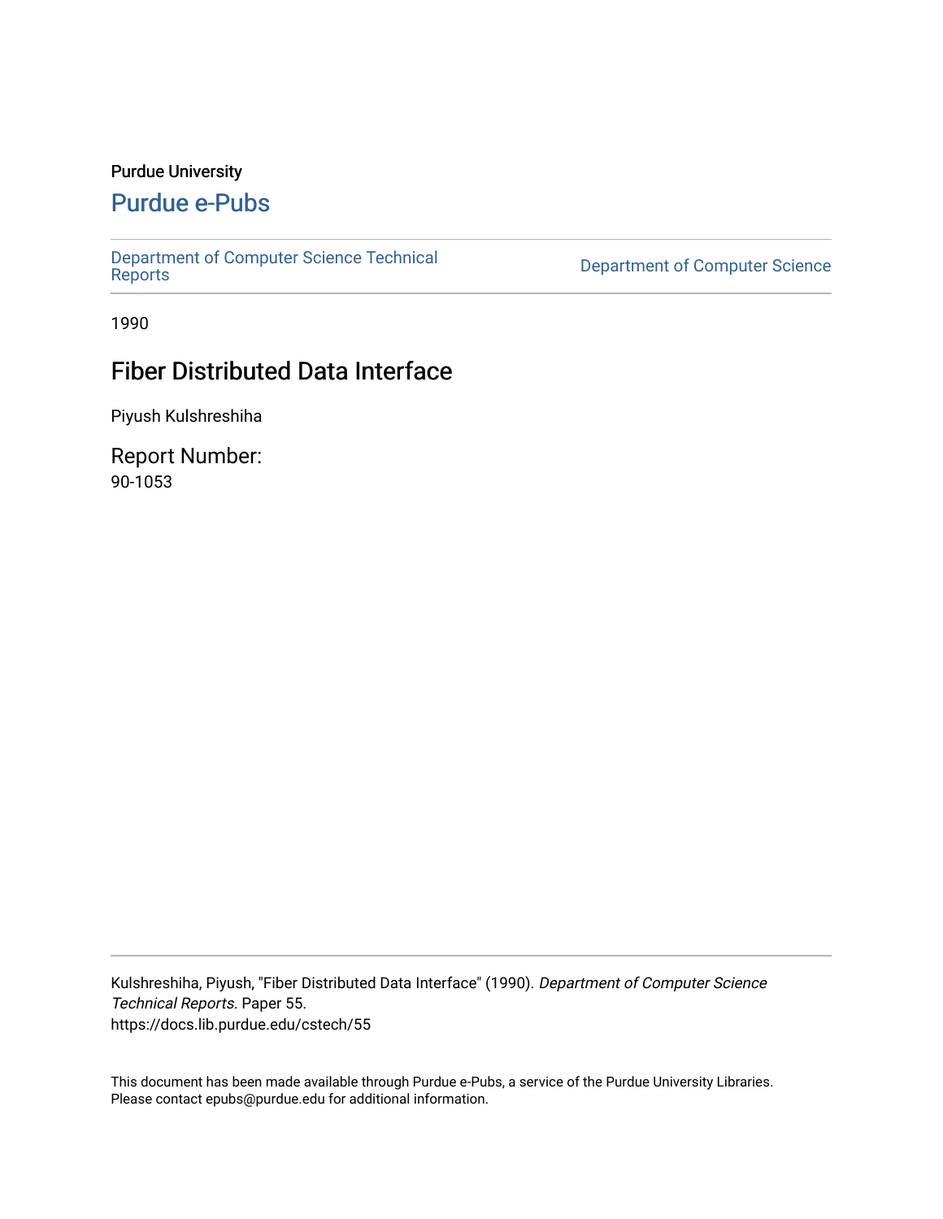Purdue University

# Purdue e-Pubs

Department of Computer Science Technical Reports

Department of Computer Science

1990

## Fiber Distributed Data Interface

Piyush Kulshreshiha

Report Number:

90-1053

Kulshreshiha, Piyush, "Fiber Distributed Data Interface" (1990). *Department of Computer Science Technical Reports.* Paper 55.
https://docs.lib.purdue.edu/cstech/55

This document has been made available through Purdue e-Pubs, a service of the Purdue University Libraries.
Please contact epubs@purdue.edu for additional information.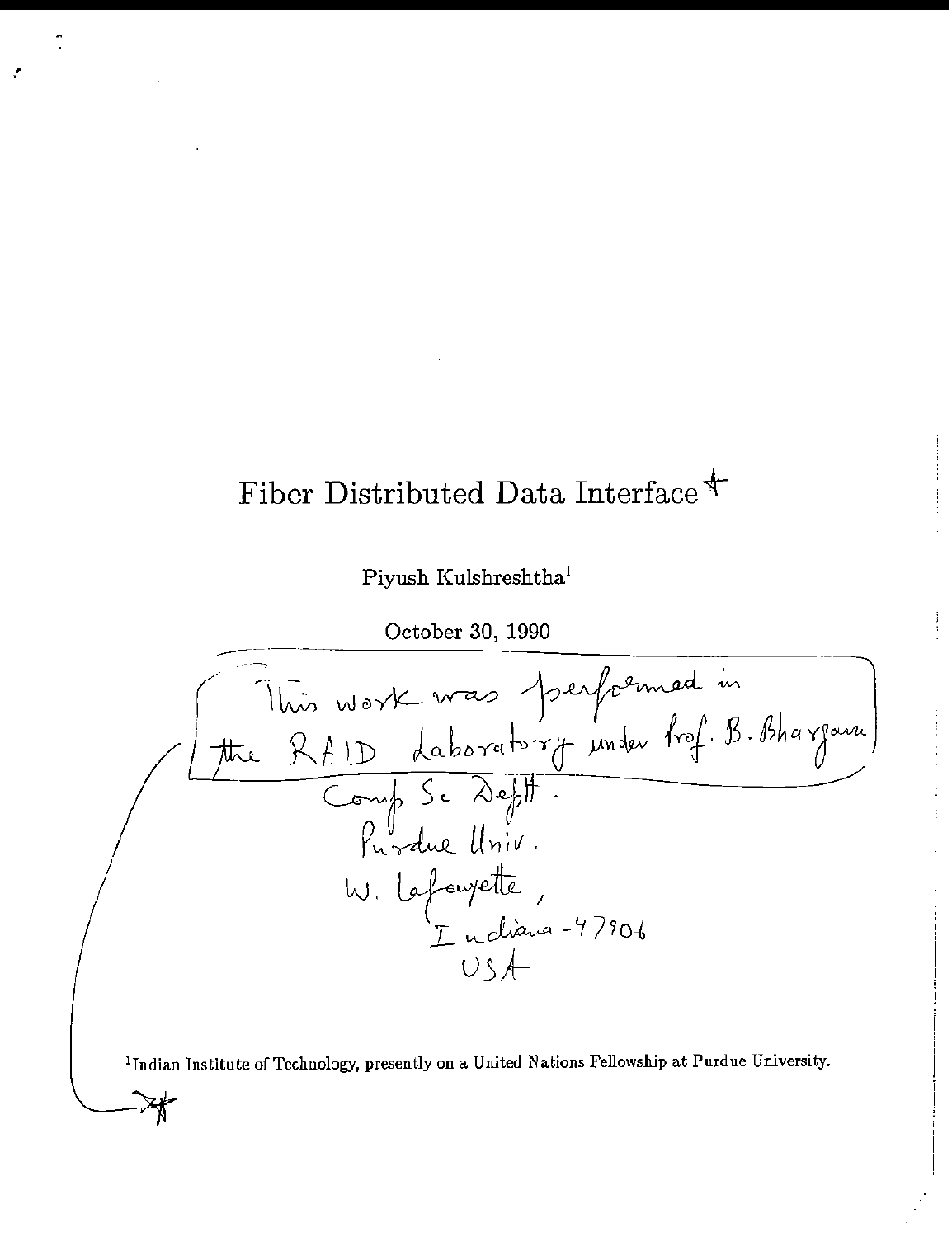# Fiber Distributed Data Interface*

Piyush Kulshreshtha[1]

October 30, 1990

*This work was performed in the RAID Laboratory under Prof. B. Bhargava, Comp Sc Deptt. Purdue Univ. W. Lafayette, Indiana-47906 USA

[1]Indian Institute of Technology, presently on a United Nations Fellowship at Purdue University.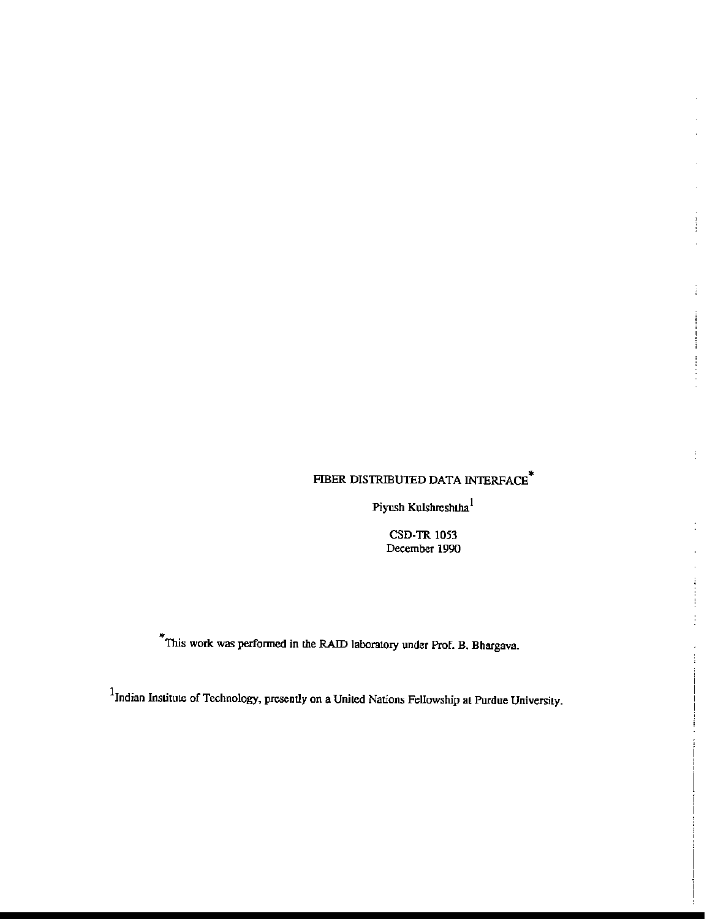# FIBER DISTRIBUTED DATA INTERFACE*

Piyush Kulshreshtha[1]

CSD-TR 1053
December 1990

*This work was performed in the RAID laboratory under Prof. B. Bhargava.

[1]Indian Institute of Technology, presently on a United Nations Fellowship at Purdue University.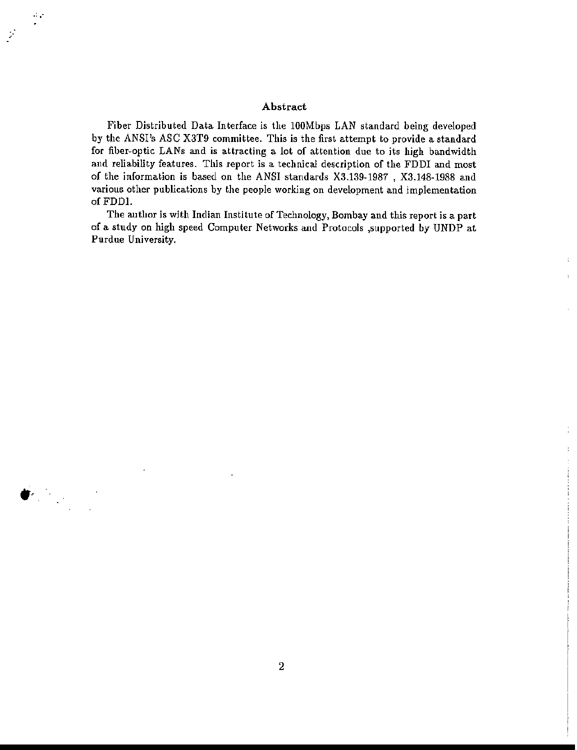## Abstract

Fiber Distributed Data Interface is the 100Mbps LAN standard being developed by the ANSI's ASC X3T9 committee. This is the first attempt to provide a standard for fiber-optic LANs and is attracting a lot of attention due to its high bandwidth and reliability features. This report is a technical description of the FDDI and most of the information is based on the ANSI standards X3.139-1987 , X3.148-1988 and various other publications by the people working on development and implementation of FDDI.

The author is with Indian Institute of Technology, Bombay and this report is a part of a study on high speed Computer Networks and Protocols ,supported by UNDP at Purdue University.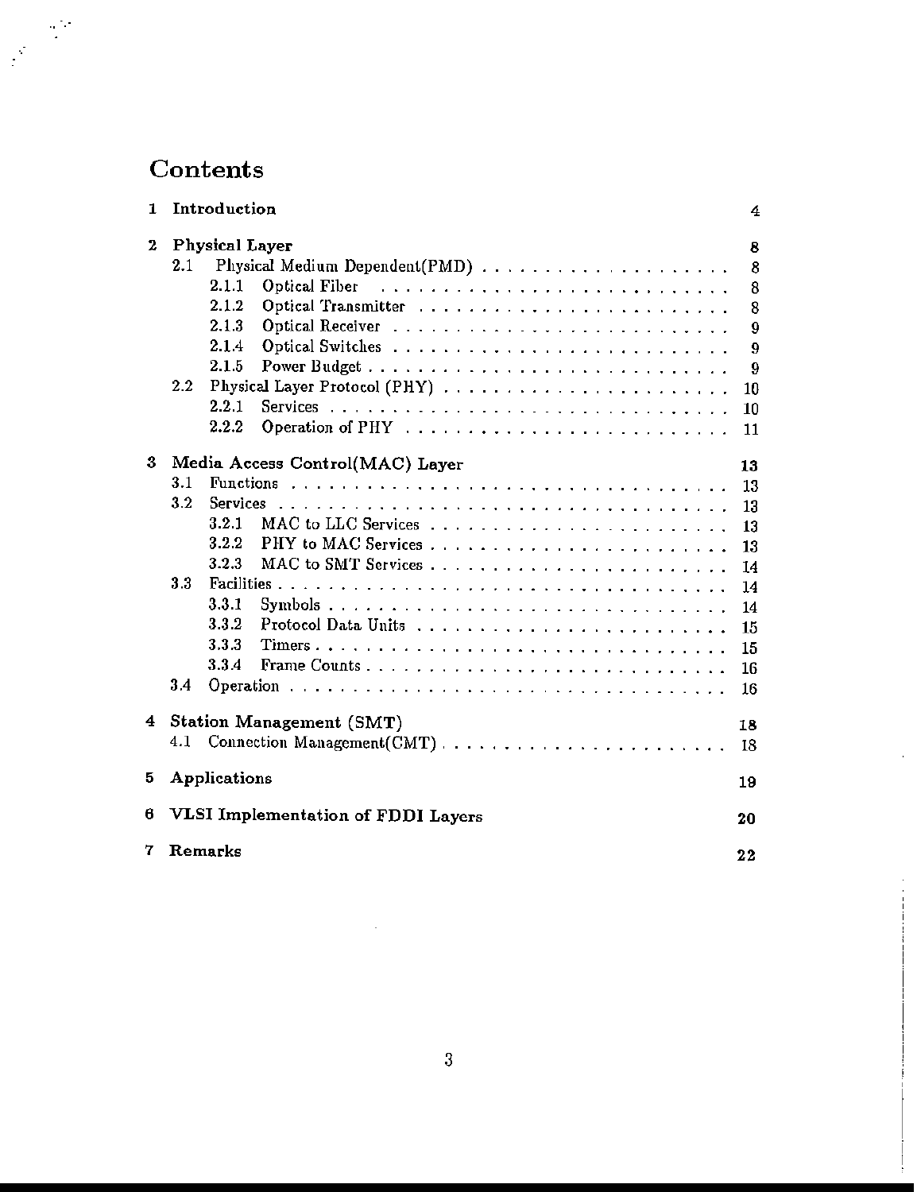# Contents

**1 Introduction** 4

**2 Physical Layer** 8

- 2.1 Physical Medium Dependent(PMD) 8
  - 2.1.1 Optical Fiber 8
  - 2.1.2 Optical Transmitter 8
  - 2.1.3 Optical Receiver 9
  - 2.1.4 Optical Switches 9
  - 2.1.5 Power Budget 9
- 2.2 Physical Layer Protocol (PHY) 10
  - 2.2.1 Services 10
  - 2.2.2 Operation of PHY 11

**3 Media Access Control(MAC) Layer** 13

- 3.1 Functions 13
- 3.2 Services 13
  - 3.2.1 MAC to LLC Services 13
  - 3.2.2 PHY to MAC Services 13
  - 3.2.3 MAC to SMT Services 14
- 3.3 Facilities 14
  - 3.3.1 Symbols 14
  - 3.3.2 Protocol Data Units 15
  - 3.3.3 Timers 15
  - 3.3.4 Frame Counts 16
- 3.4 Operation 16

**4 Station Management (SMT)** 18

- 4.1 Connection Management(CMT) 18

**5 Applications** 19

**6 VLSI Implementation of FDDI Layers** 20

**7 Remarks** 22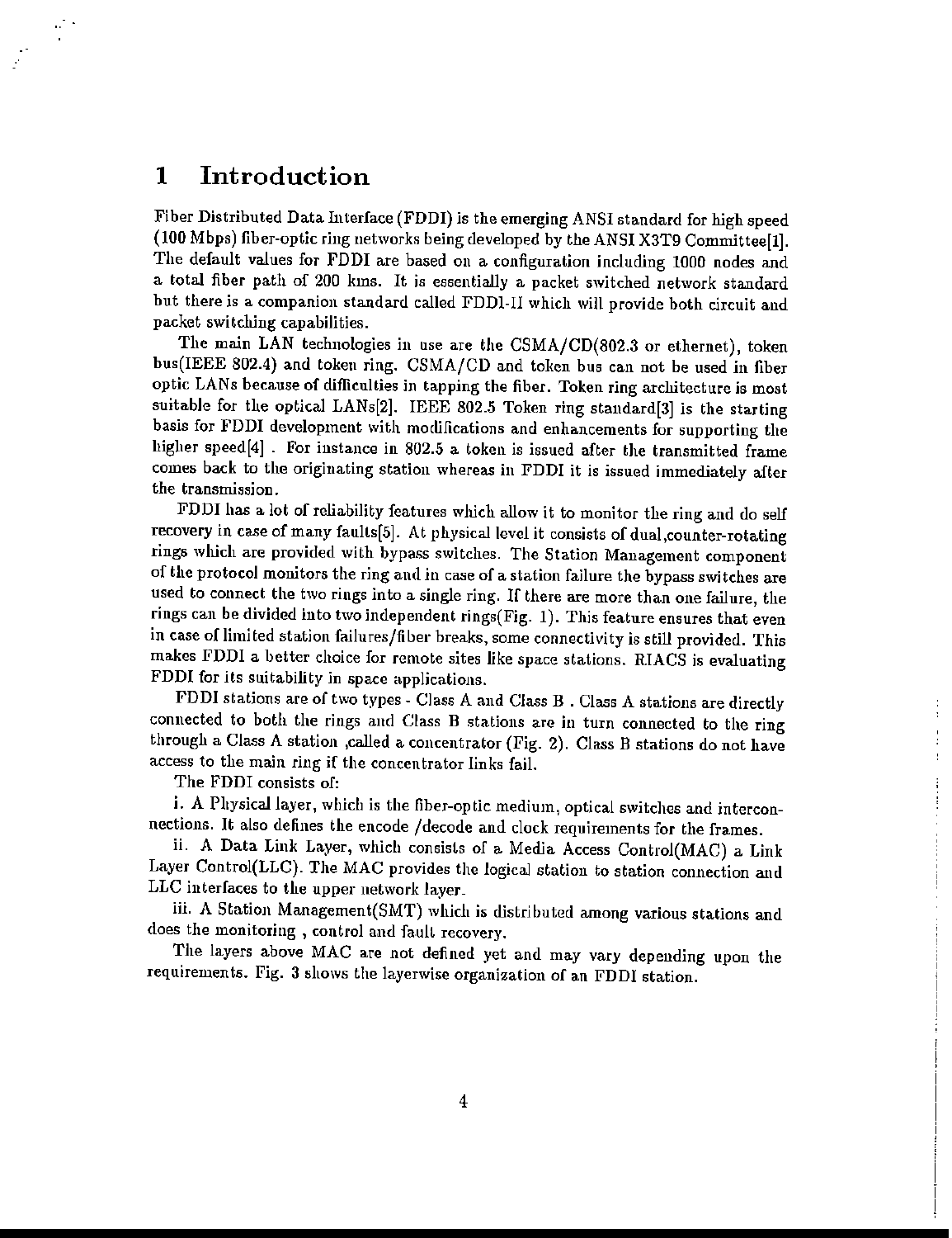# 1 Introduction

Fiber Distributed Data Interface (FDDI) is the emerging ANSI standard for high speed (100 Mbps) fiber-optic ring networks being developed by the ANSI X3T9 Committee[1]. The default values for FDDI are based on a configuration including 1000 nodes and a total fiber path of 200 kms. It is essentially a packet switched network standard but there is a companion standard called FDDI-II which will provide both circuit and packet switching capabilities.

The main LAN technologies in use are the CSMA/CD(802.3 or ethernet), token bus(IEEE 802.4) and token ring. CSMA/CD and token bus can not be used in fiber optic LANs because of difficulties in tapping the fiber. Token ring architecture is most suitable for the optical LANs[2]. IEEE 802.5 Token ring standard[3] is the starting basis for FDDI development with modifications and enhancements for supporting the higher speed[4] . For instance in 802.5 a token is issued after the transmitted frame comes back to the originating station whereas in FDDI it is issued immediately after the transmission.

FDDI has a lot of reliability features which allow it to monitor the ring and do self recovery in case of many faults[5]. At physical level it consists of dual,counter-rotating rings which are provided with bypass switches. The Station Management component of the protocol monitors the ring and in case of a station failure the bypass switches are used to connect the two rings into a single ring. If there are more than one failure, the rings can be divided into two independent rings(Fig. 1). This feature ensures that even in case of limited station failures/fiber breaks, some connectivity is still provided. This makes FDDI a better choice for remote sites like space stations. RIACS is evaluating FDDI for its suitability in space applications.

FDDI stations are of two types - Class A and Class B . Class A stations are directly connected to both the rings and Class B stations are in turn connected to the ring through a Class A station ,called a concentrator (Fig. 2). Class B stations do not have access to the main ring if the concentrator links fail.

The FDDI consists of:

i. A Physical layer, which is the fiber-optic medium, optical switches and interconnections. It also defines the encode /decode and clock requirements for the frames.

ii. A Data Link Layer, which consists of a Media Access Control(MAC) a Link Layer Control(LLC). The MAC provides the logical station to station connection and LLC interfaces to the upper network layer.

iii. A Station Management(SMT) which is distributed among various stations and does the monitoring , control and fault recovery.

The layers above MAC are not defined yet and may vary depending upon the requirements. Fig. 3 shows the layerwise organization of an FDDI station.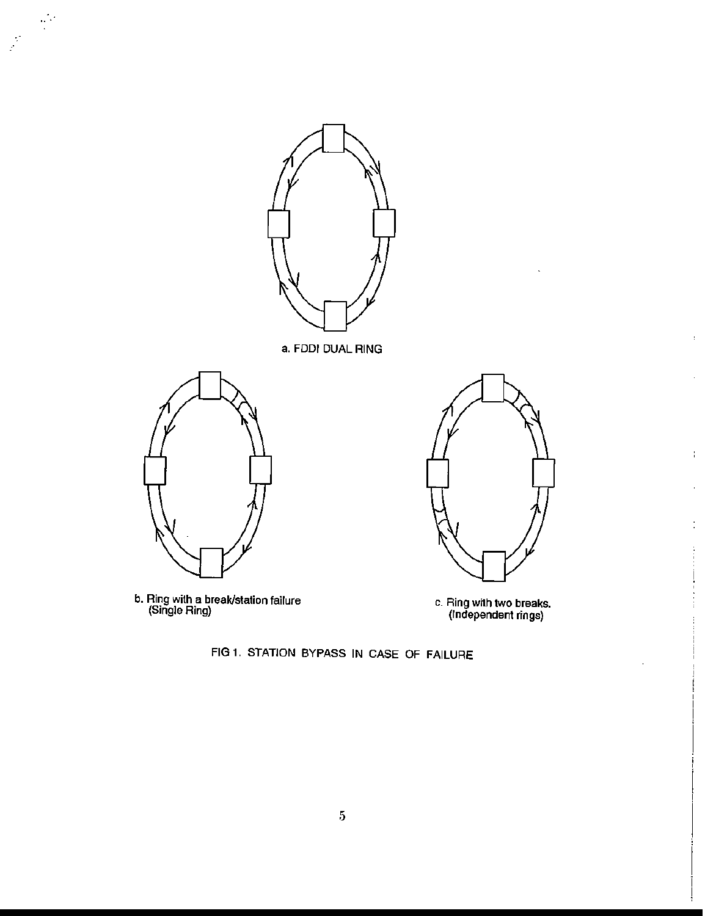a. FDDI DUAL RING

b. Ring with a break/station failure (Single Ring)

c. Ring with two breaks. (Independent rings)

FIG 1. STATION BYPASS IN CASE OF FAILURE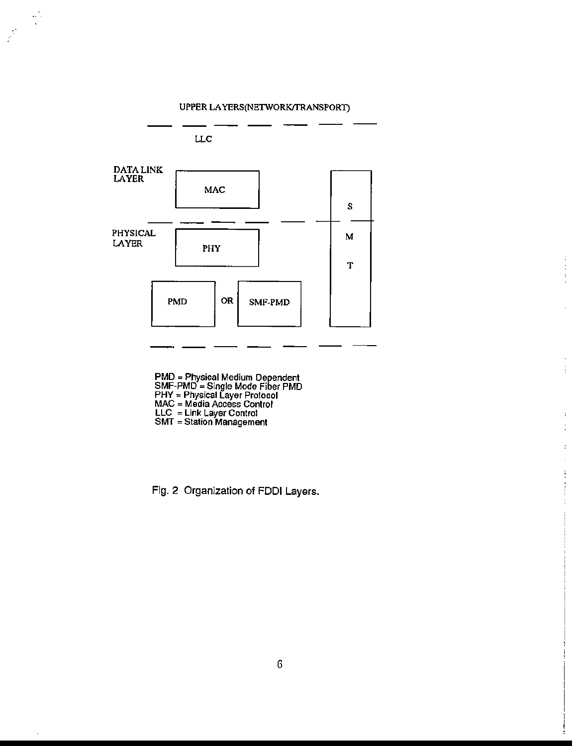UPPER LAYERS(NETWORK/TRANSPORT)

LLC

DATA LINK LAYER

MAC

S M T

PHYSICAL LAYER

PHY

PMD OR SMF-PMD

PMD = Physical Medium Dependent
SMF-PMD = Single Mode Fiber PMD
PHY = Physical Layer Protocol
MAC = Media Access Control
LLC = Link Layer Control
SMT = Station Management

Fig. 2 Organization of FDDI Layers.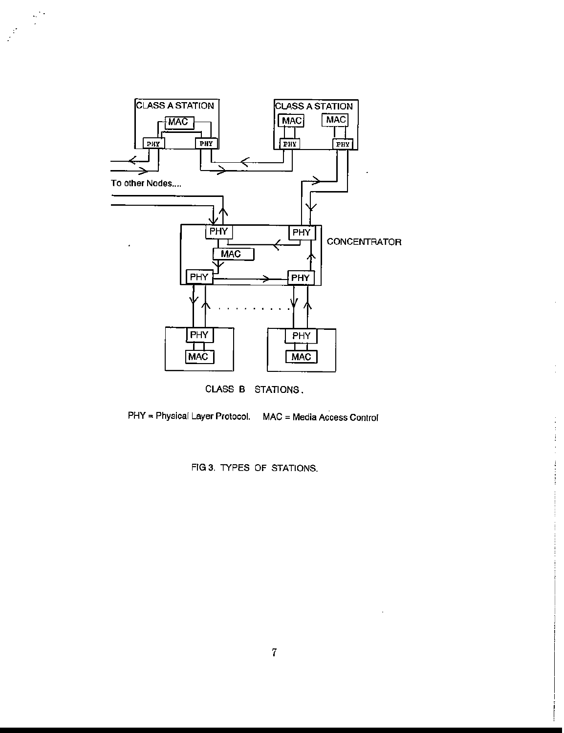CLASS A STATION

MAC

PHY PHY

CLASS A STATION

MAC MAC

PHY PHY

To other Nodes....

PHY PHY

CONCENTRATOR

MAC

PHY PHY

PHY PHY

MAC MAC

CLASS B STATIONS.

PHY = Physical Layer Protocol. MAC = Media Access Control

FIG 3. TYPES OF STATIONS.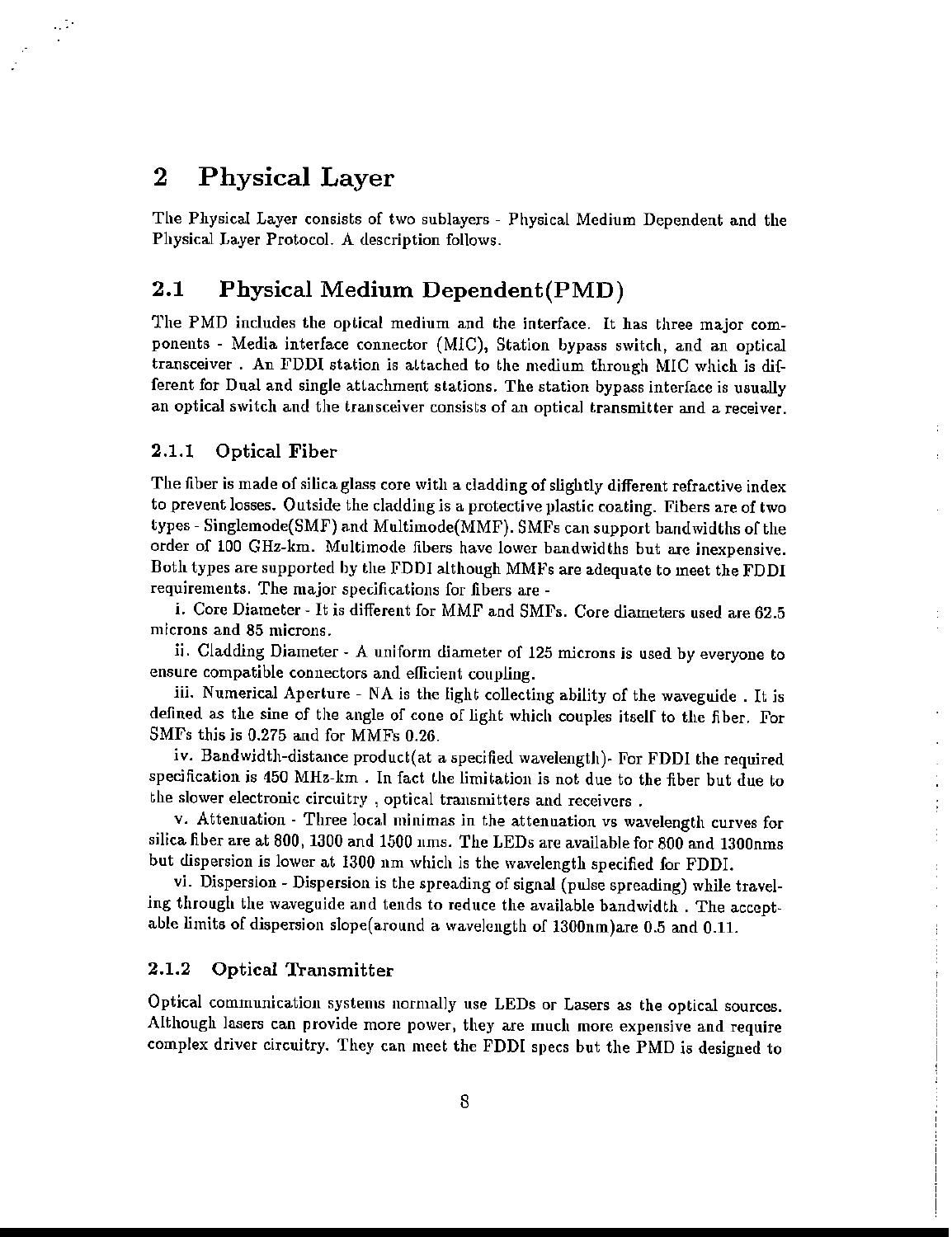# 2 Physical Layer

The Physical Layer consists of two sublayers - Physical Medium Dependent and the Physical Layer Protocol. A description follows.

## 2.1 Physical Medium Dependent(PMD)

The PMD includes the optical medium and the interface. It has three major components - Media interface connector (MIC), Station bypass switch, and an optical transceiver . An FDDI station is attached to the medium through MIC which is different for Dual and single attachment stations. The station bypass interface is usually an optical switch and the transceiver consists of an optical transmitter and a receiver.

### 2.1.1 Optical Fiber

The fiber is made of silica glass core with a cladding of slightly different refractive index to prevent losses. Outside the cladding is a protective plastic coating. Fibers are of two types - Singlemode(SMF) and Multimode(MMF). SMFs can support bandwidths of the order of 100 GHz-km. Multimode fibers have lower bandwidths but are inexpensive. Both types are supported by the FDDI although MMFs are adequate to meet the FDDI requirements. The major specifications for fibers are -

i. Core Diameter - It is different for MMF and SMFs. Core diameters used are 62.5 microns and 85 microns.

ii. Cladding Diameter - A uniform diameter of 125 microns is used by everyone to ensure compatible connectors and efficient coupling.

iii. Numerical Aperture - NA is the light collecting ability of the waveguide . It is defined as the sine of the angle of cone of light which couples itself to the fiber. For SMFs this is 0.275 and for MMFs 0.26.

iv. Bandwidth-distance product(at a specified wavelength)- For FDDI the required specification is 450 MHz-km . In fact the limitation is not due to the fiber but due to the slower electronic circuitry , optical transmitters and receivers .

v. Attenuation - Three local minimas in the attenuation vs wavelength curves for silica fiber are at 800, 1300 and 1500 nms. The LEDs are available for 800 and 1300nms but dispersion is lower at 1300 nm which is the wavelength specified for FDDI.

vi. Dispersion - Dispersion is the spreading of signal (pulse spreading) while traveling through the waveguide and tends to reduce the available bandwidth . The acceptable limits of dispersion slope(around a wavelength of 1300nm)are 0.5 and 0.11.

### 2.1.2 Optical Transmitter

Optical communication systems normally use LEDs or Lasers as the optical sources. Although lasers can provide more power, they are much more expensive and require complex driver circuitry. They can meet the FDDI specs but the PMD is designed to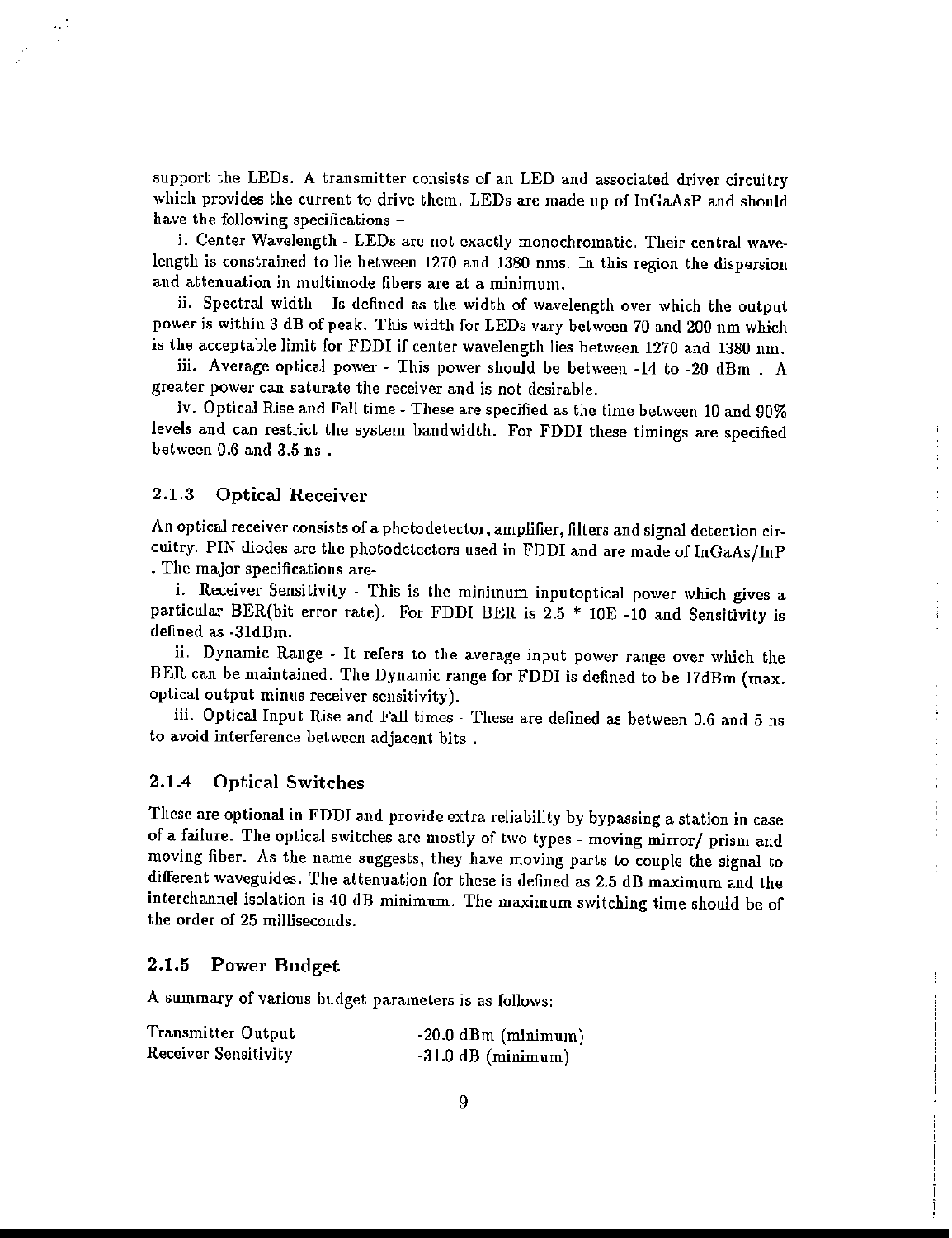support the LEDs. A transmitter consists of an LED and associated driver circuitry which provides the current to drive them. LEDs are made up of InGaAsP and should have the following specifications –

i. Center Wavelength - LEDs are not exactly monochromatic. Their central wavelength is constrained to lie between 1270 and 1380 nms. In this region the dispersion and attenuation in multimode fibers are at a minimum.

ii. Spectral width - Is defined as the width of wavelength over which the output power is within 3 dB of peak. This width for LEDs vary between 70 and 200 nm which is the acceptable limit for FDDI if center wavelength lies between 1270 and 1380 nm.

iii. Average optical power - This power should be between -14 to -20 dBm . A greater power can saturate the receiver and is not desirable.

iv. Optical Rise and Fall time - These are specified as the time between 10 and 90% levels and can restrict the system bandwidth. For FDDI these timings are specified between 0.6 and 3.5 ns .

### 2.1.3 Optical Receiver

An optical receiver consists of a photodetector, amplifier, filters and signal detection circuitry. PIN diodes are the photodetectors used in FDDI and are made of InGaAs/InP . The major specifications are-

i. Receiver Sensitivity - This is the minimum inputoptical power which gives a particular BER(bit error rate). For FDDI BER is 2.5 * 10E -10 and Sensitivity is defined as -31dBm.

ii. Dynamic Range - It refers to the average input power range over which the BER can be maintained. The Dynamic range for FDDI is defined to be 17dBm (max. optical output minus receiver sensitivity).

iii. Optical Input Rise and Fall times - These are defined as between 0.6 and 5 ns to avoid interference between adjacent bits .

### 2.1.4 Optical Switches

These are optional in FDDI and provide extra reliability by bypassing a station in case of a failure. The optical switches are mostly of two types - moving mirror/ prism and moving fiber. As the name suggests, they have moving parts to couple the signal to different waveguides. The attenuation for these is defined as 2.5 dB maximum and the interchannel isolation is 40 dB minimum. The maximum switching time should be of the order of 25 milliseconds.

### 2.1.5 Power Budget

A summary of various budget parameters is as follows:

| | |
|---|---|
| Transmitter Output | -20.0 dBm (minimum) |
| Receiver Sensitivity | -31.0 dB (minimum) |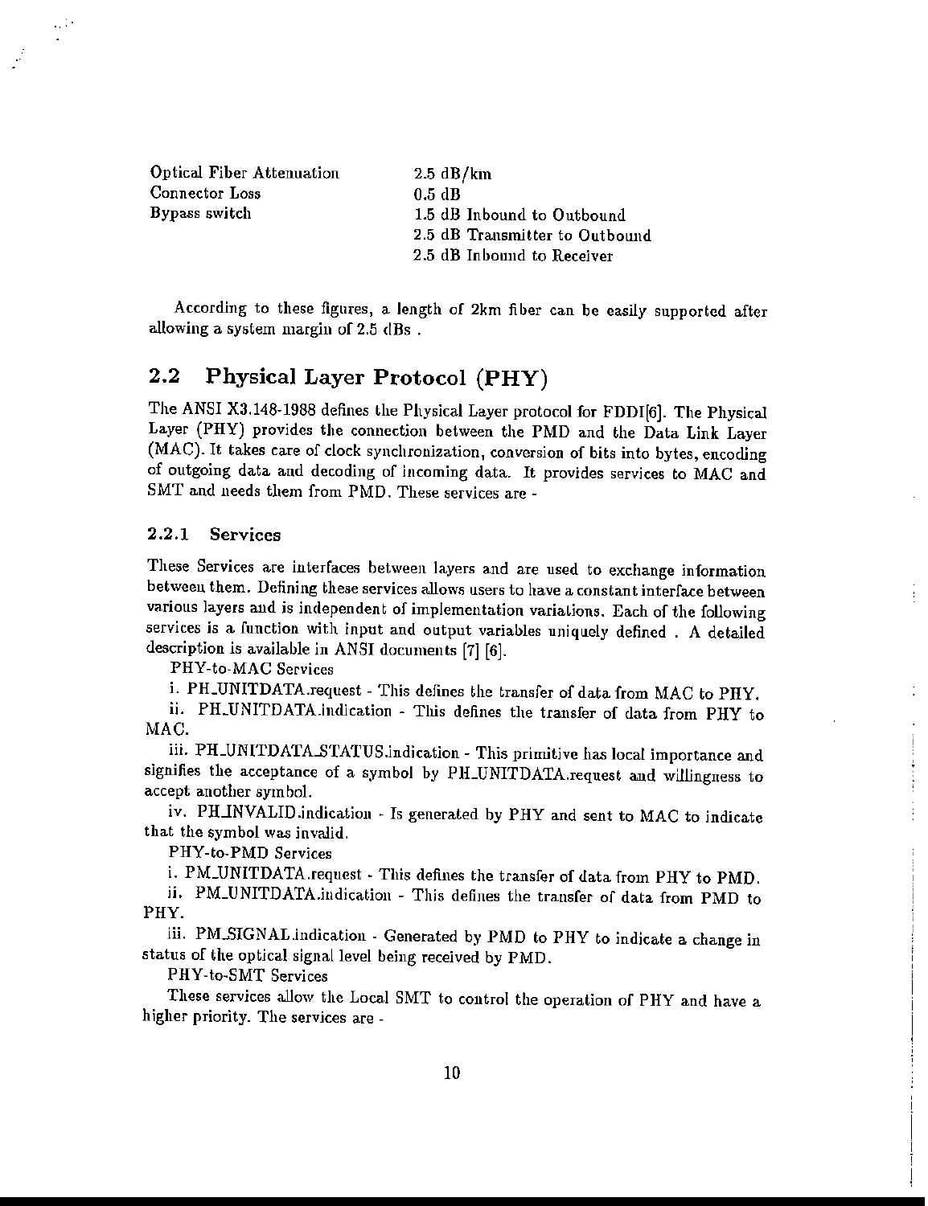| | |
|---|---|
| Optical Fiber Attenuation | 2.5 dB/km |
| Connector Loss | 0.5 dB |
| Bypass switch | 1.5 dB Inbound to Outbound |
| | 2.5 dB Transmitter to Outbound |
| | 2.5 dB Inbound to Receiver |

According to these figures, a length of 2km fiber can be easily supported after allowing a system margin of 2.5 dBs .

## 2.2 Physical Layer Protocol (PHY)

The ANSI X3.148-1988 defines the Physical Layer protocol for FDDI[6]. The Physical Layer (PHY) provides the connection between the PMD and the Data Link Layer (MAC). It takes care of clock synchronization, conversion of bits into bytes, encoding of outgoing data and decoding of incoming data. It provides services to MAC and SMT and needs them from PMD. These services are -

### 2.2.1 Services

These Services are interfaces between layers and are used to exchange information between them. Defining these services allows users to have a constant interface between various layers and is independent of implementation variations. Each of the following services is a function with input and output variables uniquely defined . A detailed description is available in ANSI documents [7] [6].

PHY-to-MAC Services

i. PH_UNITDATA.request - This defines the transfer of data from MAC to PHY.

ii. PH_UNITDATA.indication - This defines the transfer of data from PHY to MAC.

iii. PH_UNITDATA_STATUS.indication - This primitive has local importance and signifies the acceptance of a symbol by PH_UNITDATA.request and willingness to accept another symbol.

iv. PH_INVALID.indication - Is generated by PHY and sent to MAC to indicate that the symbol was invalid.

PHY-to-PMD Services

i. PM_UNITDATA.request - This defines the transfer of data from PHY to PMD.

ii. PM_UNITDATA.indication - This defines the transfer of data from PMD to PHY.

iii. PM_SIGNAL.indication - Generated by PMD to PHY to indicate a change in status of the optical signal level being received by PMD.

PHY-to-SMT Services

These services allow the Local SMT to control the operation of PHY and have a higher priority. The services are -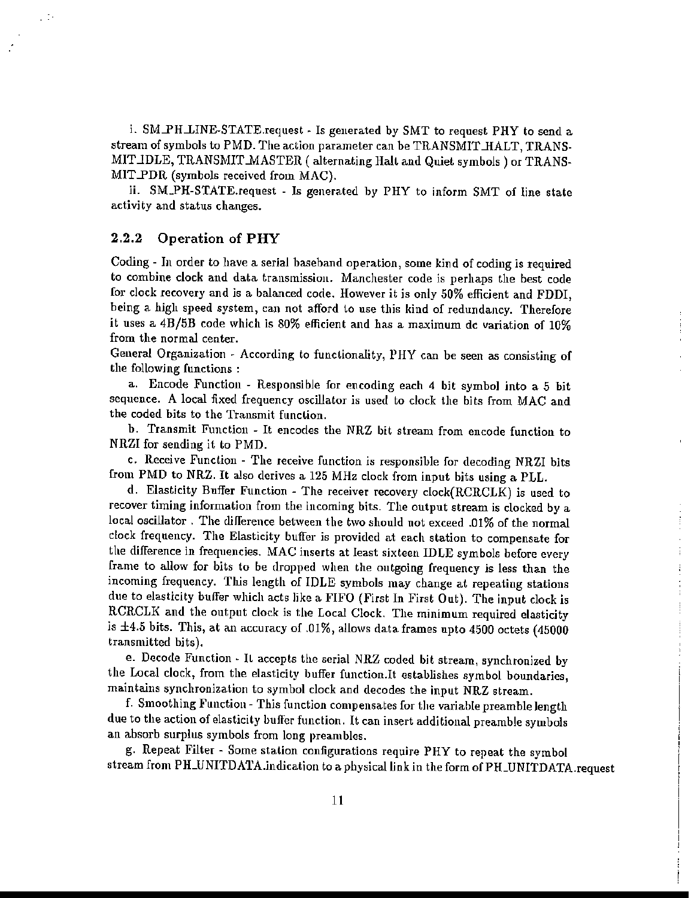i. SM_PH_LINE-STATE.request - Is generated by SMT to request PHY to send a stream of symbols to PMD. The action parameter can be TRANSMIT_HALT, TRANSMIT_IDLE, TRANSMIT_MASTER ( alternating Halt and Quiet symbols ) or TRANSMIT_PDR (symbols received from MAC).

ii. SM_PH-STATE.request - Is generated by PHY to inform SMT of line state activity and status changes.

### 2.2.2 Operation of PHY

Coding - In order to have a serial baseband operation, some kind of coding is required to combine clock and data transmission. Manchester code is perhaps the best code for clock recovery and is a balanced code. However it is only 50% efficient and FDDI, being a high speed system, can not afford to use this kind of redundancy. Therefore it uses a 4B/5B code which is 80% efficient and has a maximum dc variation of 10% from the normal center.

General Organization - According to functionality, PHY can be seen as consisting of the following functions :

a. Encode Function - Responsible for encoding each 4 bit symbol into a 5 bit sequence. A local fixed frequency oscillator is used to clock the bits from MAC and the coded bits to the Transmit function.

b. Transmit Function - It encodes the NRZ bit stream from encode function to NRZI for sending it to PMD.

c. Receive Function - The receive function is responsible for decoding NRZI bits from PMD to NRZ. It also derives a 125 MHz clock from input bits using a PLL.

d. Elasticity Buffer Function - The receiver recovery clock(RCRCLK) is used to recover timing information from the incoming bits. The output stream is clocked by a local oscillator . The difference between the two should not exceed .01% of the normal clock frequency. The Elasticity buffer is provided at each station to compensate for the difference in frequencies. MAC inserts at least sixteen IDLE symbols before every frame to allow for bits to be dropped when the outgoing frequency is less than the incoming frequency. This length of IDLE symbols may change at repeating stations due to elasticity buffer which acts like a FIFO (First In First Out). The input clock is RCRCLK and the output clock is the Local Clock. The minimum required elasticity is $\pm 4.5$ bits. This, at an accuracy of .01%, allows data frames upto 4500 octets (45000 transmitted bits).

e. Decode Function - It accepts the serial NRZ coded bit stream, synchronized by the Local clock, from the elasticity buffer function.It establishes symbol boundaries, maintains synchronization to symbol clock and decodes the input NRZ stream.

f. Smoothing Function - This function compensates for the variable preamble length due to the action of elasticity buffer function. It can insert additional preamble symbols an absorb surplus symbols from long preambles.

g. Repeat Filter - Some station configurations require PHY to repeat the symbol stream from PH_UNITDATA.indication to a physical link in the form of PH_UNITDATA.request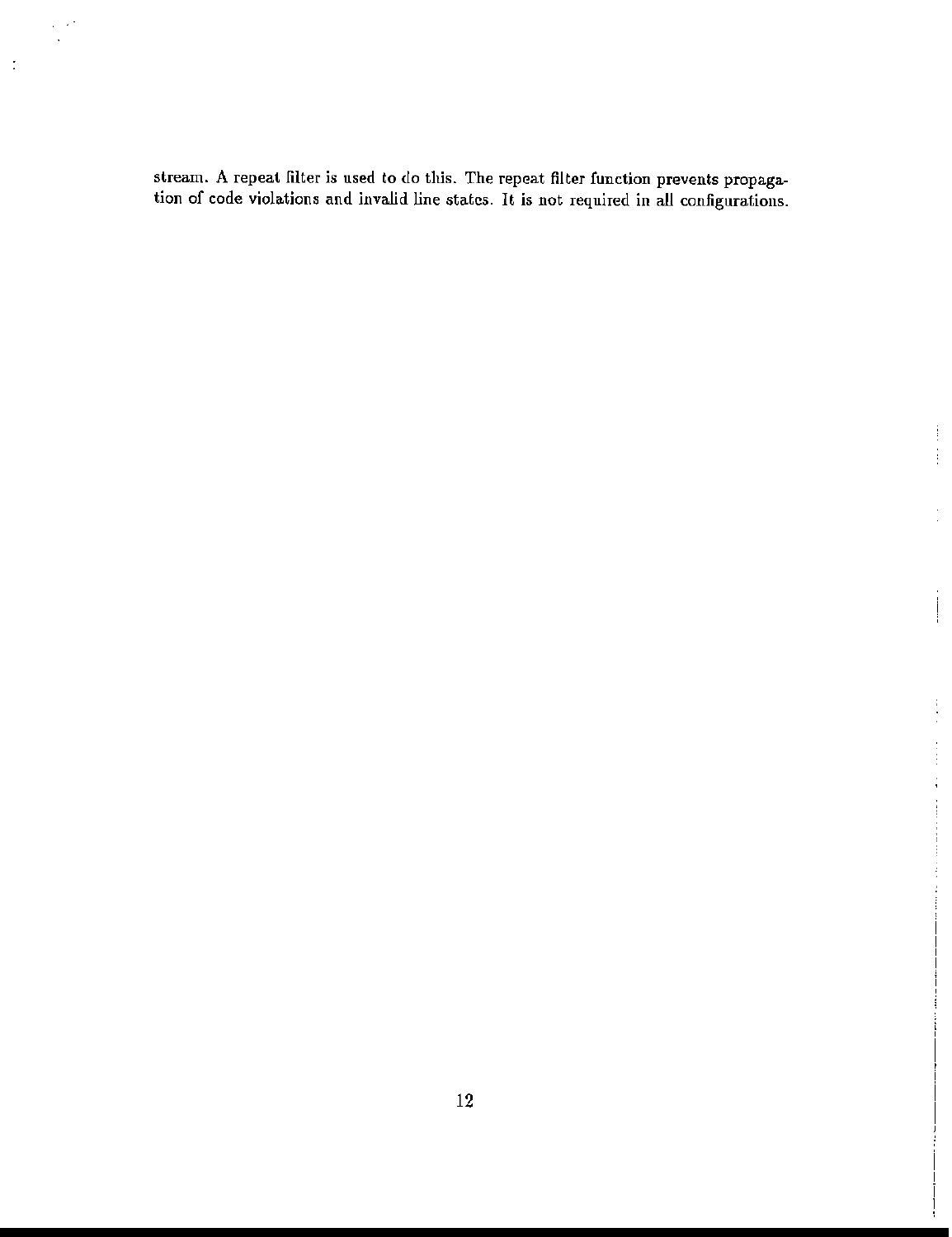stream. A repeat filter is used to do this. The repeat filter function prevents propagation of code violations and invalid line states. It is not required in all configurations.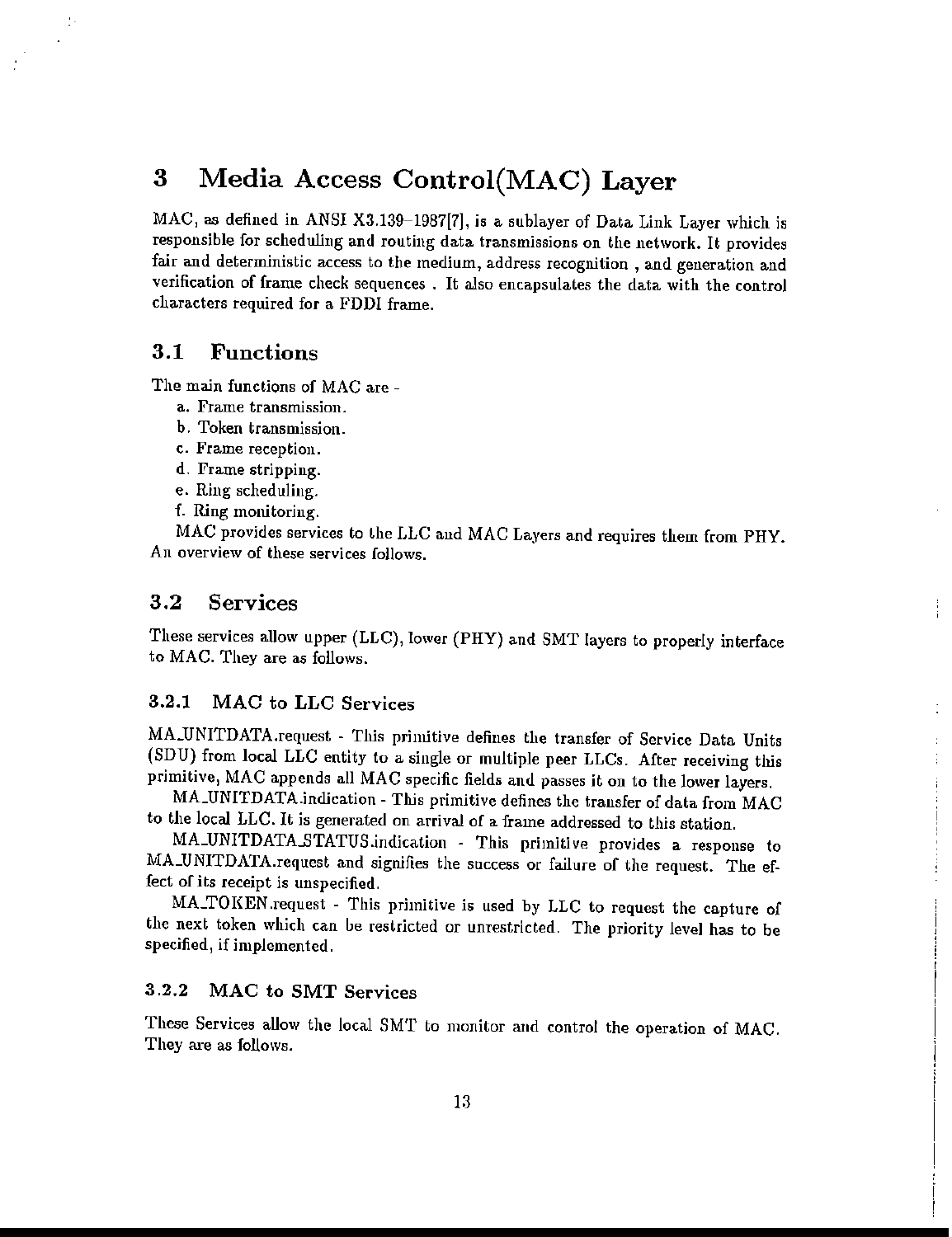# 3 Media Access Control(MAC) Layer

MAC, as defined in ANSI X3.139–1987[7], is a sublayer of Data Link Layer which is responsible for scheduling and routing data transmissions on the network. It provides fair and deterministic access to the medium, address recognition , and generation and verification of frame check sequences . It also encapsulates the data with the control characters required for a FDDI frame.

## 3.1 Functions

The main functions of MAC are -

a. Frame transmission.

b. Token transmission.

c. Frame reception.

d. Frame stripping.

e. Ring scheduling.

f. Ring monitoring.

MAC provides services to the LLC and MAC Layers and requires them from PHY. An overview of these services follows.

## 3.2 Services

These services allow upper (LLC), lower (PHY) and SMT layers to properly interface to MAC. They are as follows.

### 3.2.1 MAC to LLC Services

MA_UNITDATA.request - This primitive defines the transfer of Service Data Units (SDU) from local LLC entity to a single or multiple peer LLCs. After receiving this primitive, MAC appends all MAC specific fields and passes it on to the lower layers.

MA_UNITDATA.indication - This primitive defines the transfer of data from MAC to the local LLC. It is generated on arrival of a frame addressed to this station.

MA_UNITDATA_STATUS.indication - This primitive provides a response to MA_UNITDATA.request and signifies the success or failure of the request. The effect of its receipt is unspecified.

MA_TOKEN.request - This primitive is used by LLC to request the capture of the next token which can be restricted or unrestricted. The priority level has to be specified, if implemented.

### 3.2.2 MAC to SMT Services

These Services allow the local SMT to monitor and control the operation of MAC. They are as follows.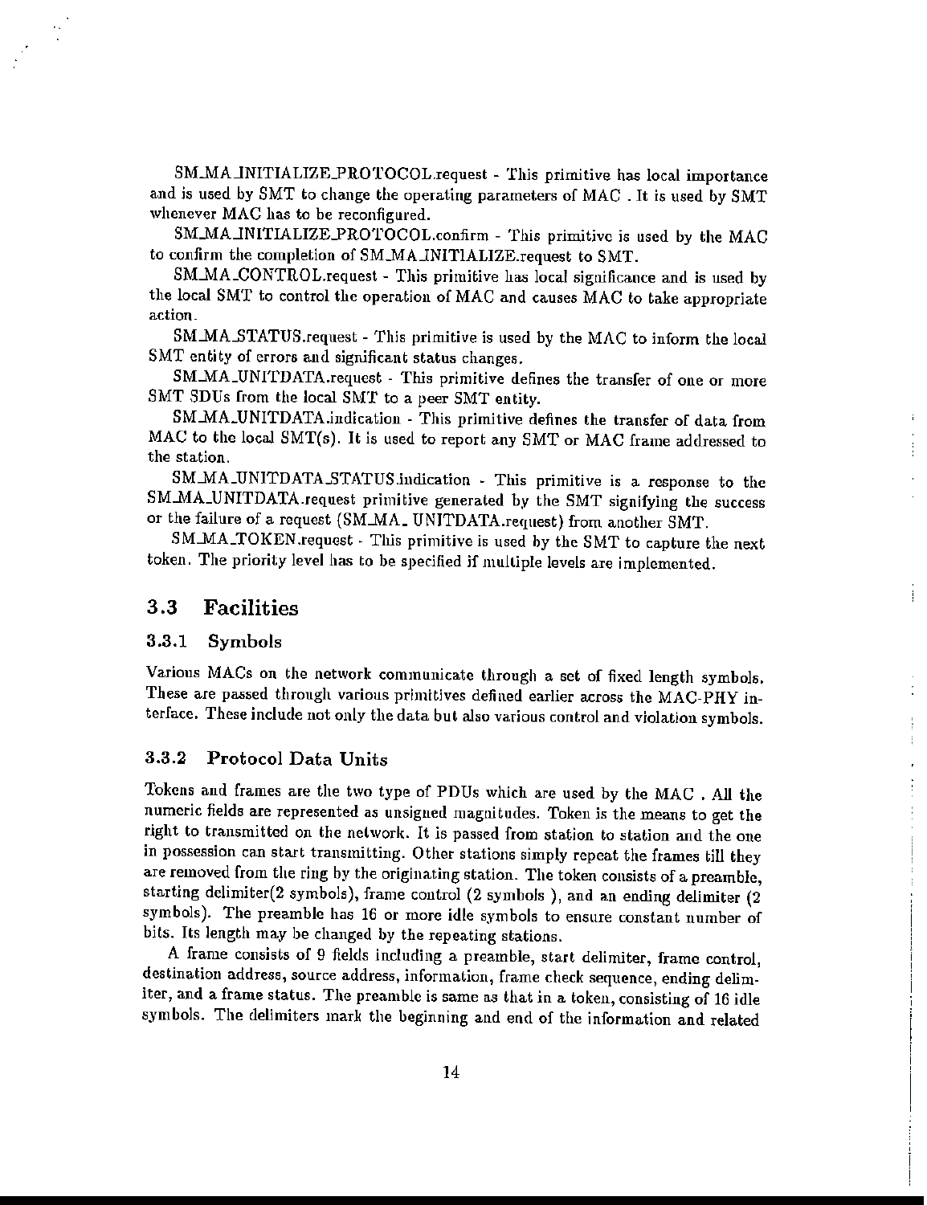SM_MA_INITIALIZE_PROTOCOL.request - This primitive has local importance and is used by SMT to change the operating parameters of MAC . It is used by SMT whenever MAC has to be reconfigured.

SM_MA_INITIALIZE_PROTOCOL.confirm - This primitive is used by the MAC to confirm the completion of SM_MA_INITIALIZE.request to SMT.

SM_MA_CONTROL.request - This primitive has local significance and is used by the local SMT to control the operation of MAC and causes MAC to take appropriate action.

SM_MA_STATUS.request - This primitive is used by the MAC to inform the local SMT entity of errors and significant status changes.

SM_MA_UNITDATA.request - This primitive defines the transfer of one or more SMT SDUs from the local SMT to a peer SMT entity.

SM_MA_UNITDATA.indication - This primitive defines the transfer of data from MAC to the local SMT(s). It is used to report any SMT or MAC frame addressed to the station.

SM_MA_UNITDATA_STATUS.indication - This primitive is a response to the SM_MA_UNITDATA.request primitive generated by the SMT signifying the success or the failure of a request (SM_MA_ UNITDATA.request) from another SMT.

SM_MA_TOKEN.request - This primitive is used by the SMT to capture the next token. The priority level has to be specified if multiple levels are implemented.

## 3.3 Facilities

### 3.3.1 Symbols

Various MACs on the network communicate through a set of fixed length symbols. These are passed through various primitives defined earlier across the MAC-PHY interface. These include not only the data but also various control and violation symbols.

### 3.3.2 Protocol Data Units

Tokens and frames are the two type of PDUs which are used by the MAC . All the numeric fields are represented as unsigned magnitudes. Token is the means to get the right to transmitted on the network. It is passed from station to station and the one in possession can start transmitting. Other stations simply repeat the frames till they are removed from the ring by the originating station. The token consists of a preamble, starting delimiter(2 symbols), frame control (2 symbols ), and an ending delimiter (2 symbols). The preamble has 16 or more idle symbols to ensure constant number of bits. Its length may be changed by the repeating stations.

A frame consists of 9 fields including a preamble, start delimiter, frame control, destination address, source address, information, frame check sequence, ending delimiter, and a frame status. The preamble is same as that in a token, consisting of 16 idle symbols. The delimiters mark the beginning and end of the information and related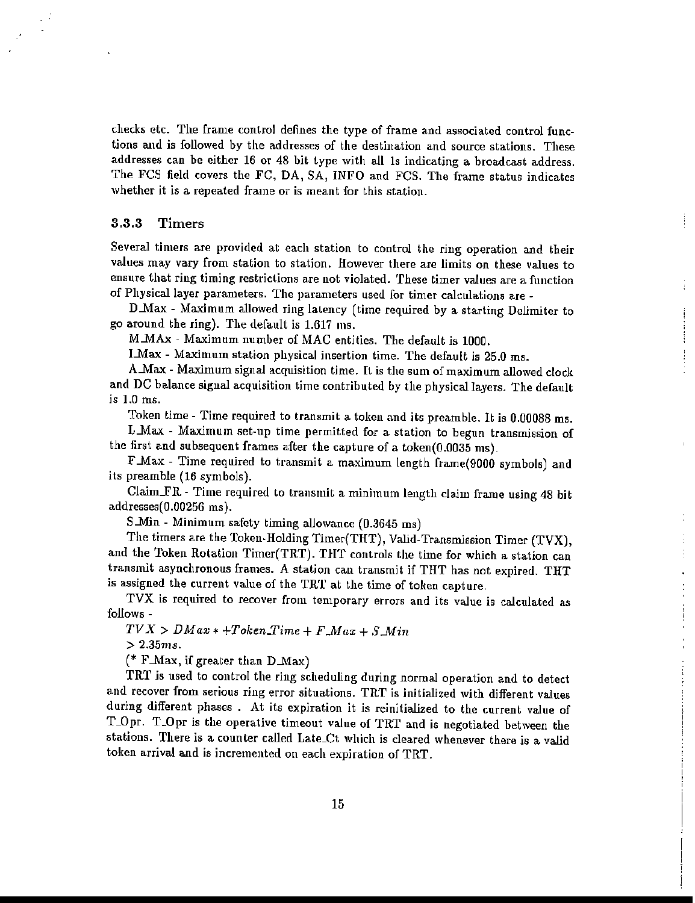checks etc. The frame control defines the type of frame and associated control functions and is followed by the addresses of the destination and source stations. These addresses can be either 16 or 48 bit type with all 1s indicating a broadcast address. The FCS field covers the FC, DA, SA, INFO and FCS. The frame status indicates whether it is a repeated frame or is meant for this station.

### 3.3.3 Timers

Several timers are provided at each station to control the ring operation and their values may vary from station to station. However there are limits on these values to ensure that ring timing restrictions are not violated. These timer values are a function of Physical layer parameters. The parameters used for timer calculations are -

D_Max - Maximum allowed ring latency (time required by a starting Delimiter to go around the ring). The default is 1.617 ms.

M_MAx - Maximum number of MAC entities. The default is 1000.

I_Max - Maximum station physical insertion time. The default is 25.0 ms.

A_Max - Maximum signal acquisition time. It is the sum of maximum allowed clock and DC balance signal acquisition time contributed by the physical layers. The default is 1.0 ms.

Token time - Time required to transmit a token and its preamble. It is 0.00088 ms.

L_Max - Maximum set-up time permitted for a station to begun transmission of the first and subsequent frames after the capture of a token(0.0035 ms).

F_Max - Time required to transmit a maximum length frame(9000 symbols) and its preamble (16 symbols).

Claim_FR - Time required to transmit a minimum length claim frame using 48 bit addresses(0.00256 ms).

S_Min - Minimum safety timing allowance (0.3645 ms)

The timers are the Token-Holding Timer(THT), Valid-Transmission Timer (TVX), and the Token Rotation Timer(TRT). THT controls the time for which a station can transmit asynchronous frames. A station can transmit if THT has not expired. THT is assigned the current value of the TRT at the time of token capture.

TVX is required to recover from temporary errors and its value is calculated as follows -

$TVX > DMax * + Token\_Time + F\_Max + S\_Min$

$> 2.35ms.$

(* F_Max, if greater than D_Max)

TRT is used to control the ring scheduling during normal operation and to detect and recover from serious ring error situations. TRT is initialized with different values during different phases . At its expiration it is reinitialized to the current value of T_Opr. T_Opr is the operative timeout value of TRT and is negotiated between the stations. There is a counter called Late_Ct which is cleared whenever there is a valid token arrival and is incremented on each expiration of TRT.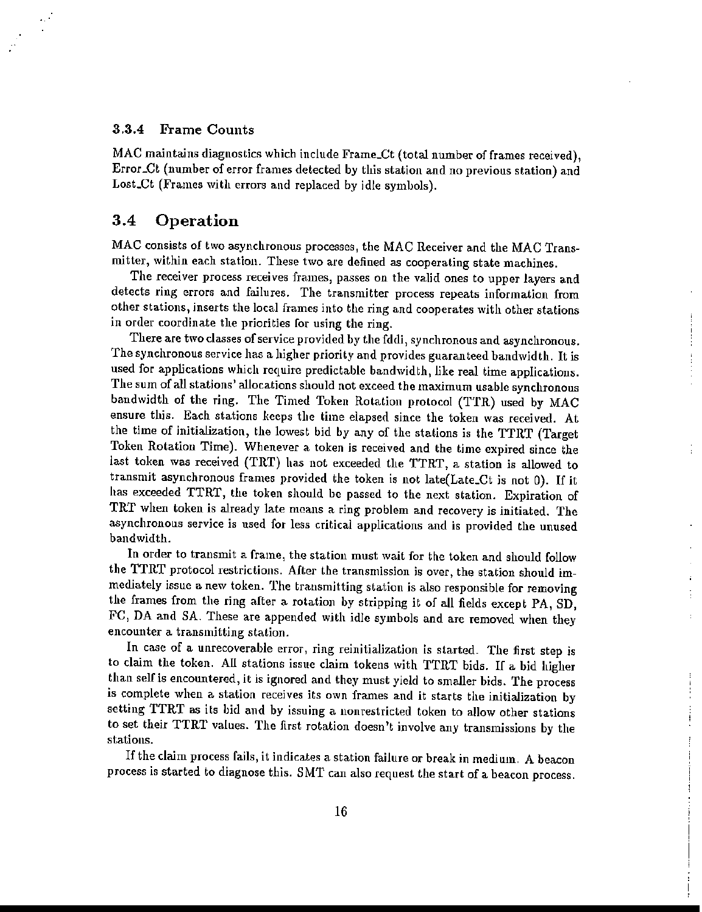### 3.3.4 Frame Counts

MAC maintains diagnostics which include Frame_Ct (total number of frames received), Error_Ct (number of error frames detected by this station and no previous station) and Lost_Ct (Frames with errors and replaced by idle symbols).

## 3.4 Operation

MAC consists of two asynchronous processes, the MAC Receiver and the MAC Transmitter, within each station. These two are defined as cooperating state machines.

The receiver process receives frames, passes on the valid ones to upper layers and detects ring errors and failures. The transmitter process repeats information from other stations, inserts the local frames into the ring and cooperates with other stations in order coordinate the priorities for using the ring.

There are two classes of service provided by the fddi, synchronous and asynchronous. The synchronous service has a higher priority and provides guaranteed bandwidth. It is used for applications which require predictable bandwidth, like real time applications. The sum of all stations' allocations should not exceed the maximum usable synchronous bandwidth of the ring. The Timed Token Rotation protocol (TTR) used by MAC ensure this. Each stations keeps the time elapsed since the token was received. At the time of initialization, the lowest bid by any of the stations is the TTRT (Target Token Rotation Time). Whenever a token is received and the time expired since the last token was received (TRT) has not exceeded the TTRT, a station is allowed to transmit asynchronous frames provided the token is not late(Late_Ct is not 0). If it has exceeded TTRT, the token should be passed to the next station. Expiration of TRT when token is already late means a ring problem and recovery is initiated. The asynchronous service is used for less critical applications and is provided the unused bandwidth.

In order to transmit a frame, the station must wait for the token and should follow the TTRT protocol restrictions. After the transmission is over, the station should immediately issue a new token. The transmitting station is also responsible for removing the frames from the ring after a rotation by stripping it of all fields except PA, SD, FC, DA and SA. These are appended with idle symbols and are removed when they encounter a transmitting station.

In case of a unrecoverable error, ring reinitialization is started. The first step is to claim the token. All stations issue claim tokens with TTRT bids. If a bid higher than self is encountered, it is ignored and they must yield to smaller bids. The process is complete when a station receives its own frames and it starts the initialization by setting TTRT as its bid and by issuing a nonrestricted token to allow other stations to set their TTRT values. The first rotation doesn't involve any transmissions by the stations.

If the claim process fails, it indicates a station failure or break in medium. A beacon process is started to diagnose this. SMT can also request the start of a beacon process.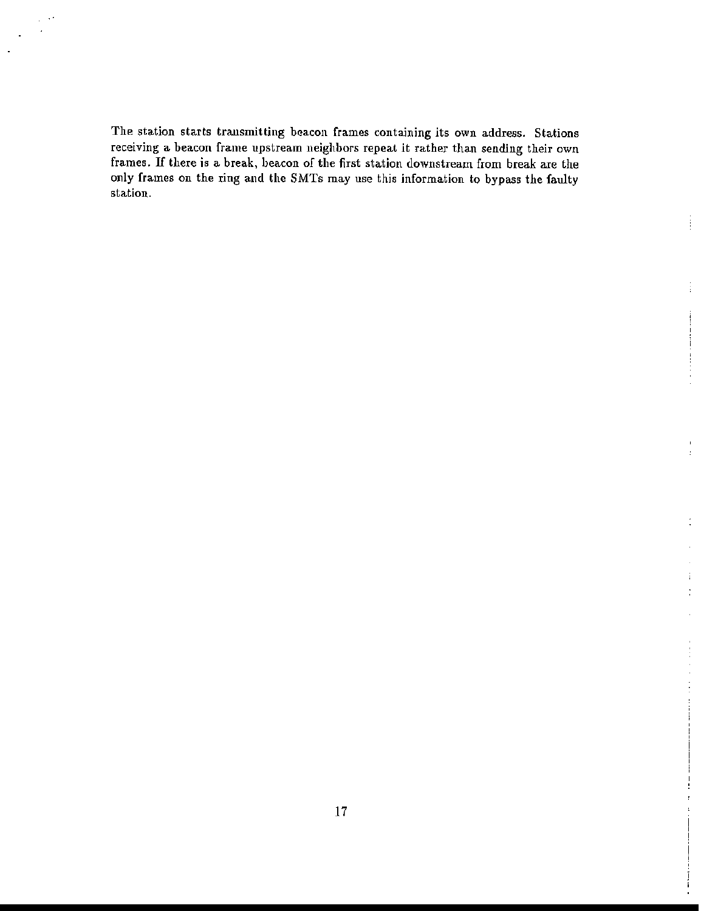The station starts transmitting beacon frames containing its own address. Stations receiving a beacon frame upstream neighbors repeat it rather than sending their own frames. If there is a break, beacon of the first station downstream from break are the only frames on the ring and the SMTs may use this information to bypass the faulty station.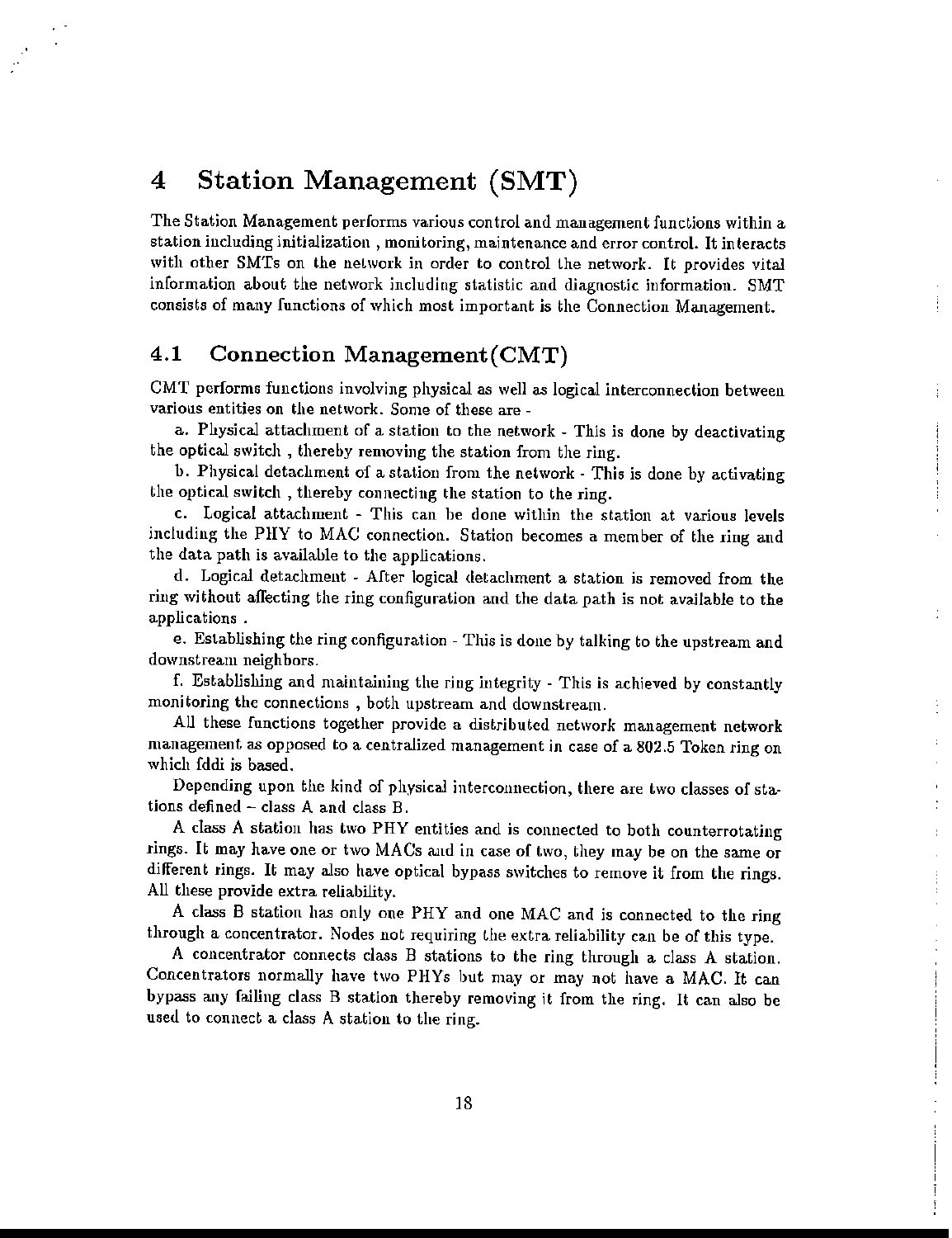# 4 Station Management (SMT)

The Station Management performs various control and management functions within a station including initialization , monitoring, maintenance and error control. It interacts with other SMTs on the network in order to control the network. It provides vital information about the network including statistic and diagnostic information. SMT consists of many functions of which most important is the Connection Management.

## 4.1 Connection Management(CMT)

CMT performs functions involving physical as well as logical interconnection between various entities on the network. Some of these are -

a. Physical attachment of a station to the network - This is done by deactivating the optical switch , thereby removing the station from the ring.

b. Physical detachment of a station from the network - This is done by activating the optical switch , thereby connecting the station to the ring.

c. Logical attachment - This can be done within the station at various levels including the PHY to MAC connection. Station becomes a member of the ring and the data path is available to the applications.

d. Logical detachment - After logical detachment a station is removed from the ring without affecting the ring configuration and the data path is not available to the applications .

e. Establishing the ring configuration - This is done by talking to the upstream and downstream neighbors.

f. Establishing and maintaining the ring integrity - This is achieved by constantly monitoring the connections , both upstream and downstream.

All these functions together provide a distributed network management network management as opposed to a centralized management in case of a 802.5 Token ring on which fddi is based.

Depending upon the kind of physical interconnection, there are two classes of stations defined – class A and class B.

A class A station has two PHY entities and is connected to both counterrotating rings. It may have one or two MACs and in case of two, they may be on the same or different rings. It may also have optical bypass switches to remove it from the rings. All these provide extra reliability.

A class B station has only one PHY and one MAC and is connected to the ring through a concentrator. Nodes not requiring the extra reliability can be of this type.

A concentrator connects class B stations to the ring through a class A station. Concentrators normally have two PHYs but may or may not have a MAC. It can bypass any failing class B station thereby removing it from the ring. It can also be used to connect a class A station to the ring.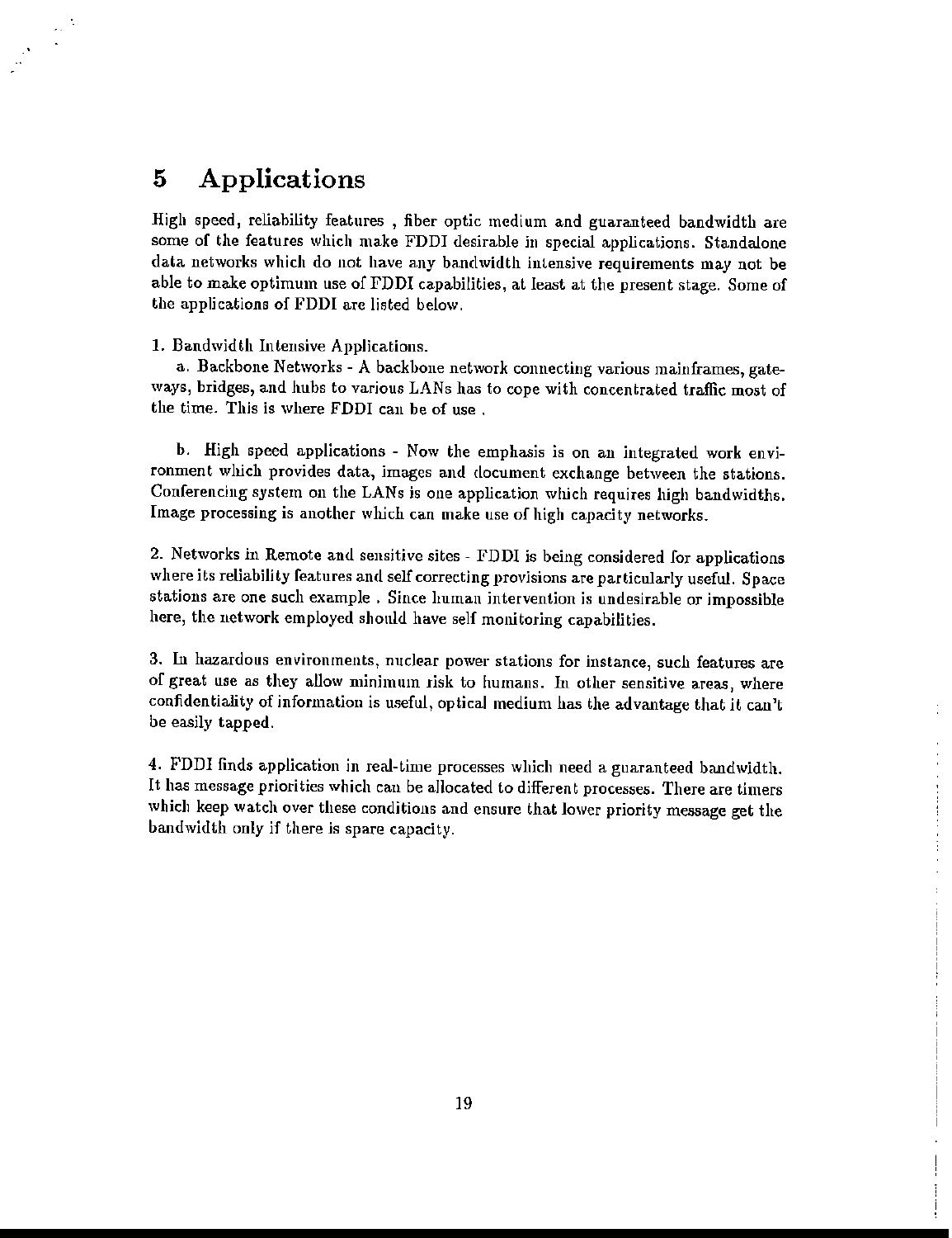# 5 Applications

High speed, reliability features , fiber optic medium and guaranteed bandwidth are some of the features which make FDDI desirable in special applications. Standalone data networks which do not have any bandwidth intensive requirements may not be able to make optimum use of FDDI capabilities, at least at the present stage. Some of the applications of FDDI are listed below.

1. Bandwidth Intensive Applications.

a. Backbone Networks - A backbone network connecting various mainframes, gateways, bridges, and hubs to various LANs has to cope with concentrated traffic most of the time. This is where FDDI can be of use .

b. High speed applications - Now the emphasis is on an integrated work environment which provides data, images and document exchange between the stations. Conferencing system on the LANs is one application which requires high bandwidths. Image processing is another which can make use of high capacity networks.

2. Networks in Remote and sensitive sites - FDDI is being considered for applications where its reliability features and self correcting provisions are particularly useful. Space stations are one such example . Since human intervention is undesirable or impossible here, the network employed should have self monitoring capabilities.

3. In hazardous environments, nuclear power stations for instance, such features are of great use as they allow minimum risk to humans. In other sensitive areas, where confidentiality of information is useful, optical medium has the advantage that it can't be easily tapped.

4. FDDI finds application in real-time processes which need a guaranteed bandwidth. It has message priorities which can be allocated to different processes. There are timers which keep watch over these conditions and ensure that lower priority message get the bandwidth only if there is spare capacity.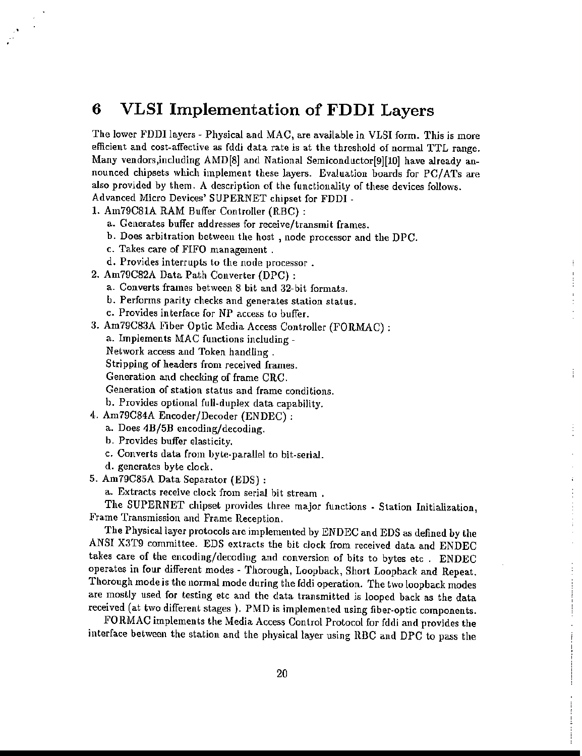# 6 VLSI Implementation of FDDI Layers

The lower FDDI layers - Physical and MAC, are available in VLSI form. This is more efficient and cost-affective as fddi data rate is at the threshold of normal TTL range. Many vendors,including AMD[8] and National Semiconductor[9][10] have already announced chipsets which implement these layers. Evaluation boards for PC/ATs are also provided by them. A description of the functionality of these devices follows.

Advanced Micro Devices' SUPERNET chipset for FDDI -

1. Am79C81A RAM Buffer Controller (RBC) :
   a. Generates buffer addresses for receive/transmit frames.
   b. Does arbitration between the host , node processor and the DPC.
   c. Takes care of FIFO management .
   d. Provides interrupts to the node processor .
2. Am79C82A Data Path Converter (DPC) :
   a. Converts frames between 8 bit and 32-bit formats.
   b. Performs parity checks and generates station status.
   c. Provides interface for NP access to buffer.
3. Am79C83A Fiber Optic Media Access Controller (FORMAC) :
   a. Implements MAC functions including -
   Network access and Token handling .
   Stripping of headers from received frames.
   Generation and checking of frame CRC.
   Generation of station status and frame conditions.
   b. Provides optional full-duplex data capability.
4. Am79C84A Encoder/Decoder (ENDEC) :
   a. Does 4B/5B encoding/decoding.
   b. Provides buffer elasticity.
   c. Converts data from byte-parallel to bit-serial.
   d. generates byte clock.
5. Am79C85A Data Separator (EDS) :
   a. Extracts receive clock from serial bit stream .

The SUPERNET chipset provides three major functions - Station Initialization, Frame Transmission and Frame Reception.

The Physical layer protocols are implemented by ENDEC and EDS as defined by the ANSI X3T9 committee. EDS extracts the bit clock from received data and ENDEC takes care of the encoding/decoding and conversion of bits to bytes etc . ENDEC operates in four different modes - Thorough, Loopback, Short Loopback and Repeat. Thorough mode is the normal mode during the fddi operation. The two loopback modes are mostly used for testing etc and the data transmitted is looped back as the data received (at two different stages ). PMD is implemented using fiber-optic components.

FORMAC implements the Media Access Control Protocol for fddi and provides the interface between the station and the physical layer using RBC and DPC to pass the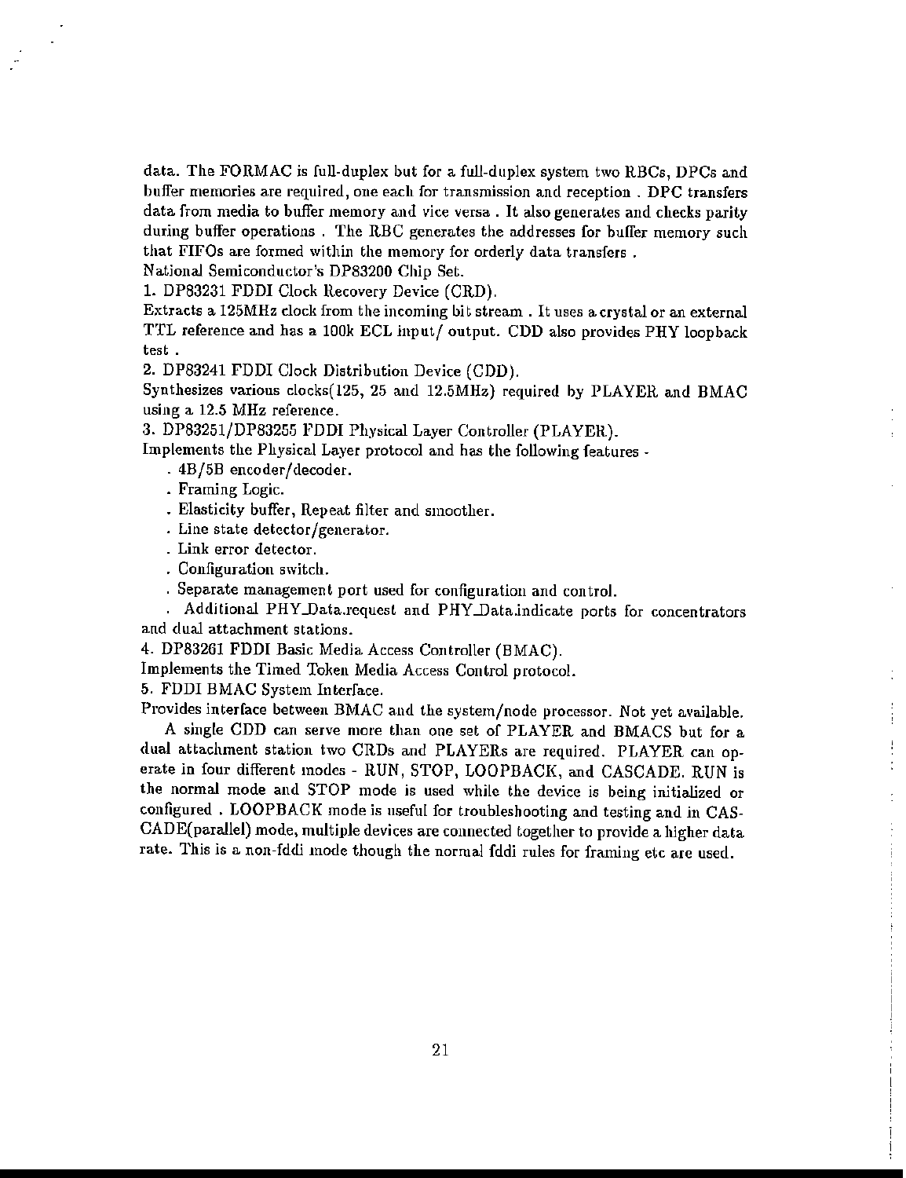data. The FORMAC is full-duplex but for a full-duplex system two RBCs, DPCs and buffer memories are required, one each for transmission and reception . DPC transfers data from media to buffer memory and vice versa . It also generates and checks parity during buffer operations . The RBC generates the addresses for buffer memory such that FIFOs are formed within the memory for orderly data transfers .

National Semiconductor's DP83200 Chip Set.

1. DP83231 FDDI Clock Recovery Device (CRD).

Extracts a 125MHz clock from the incoming bit stream . It uses a crystal or an external TTL reference and has a 100k ECL input/ output. CDD also provides PHY loopback test .

2. DP83241 FDDI Clock Distribution Device (CDD).

Synthesizes various clocks(125, 25 and 12.5MHz) required by PLAYER and BMAC using a 12.5 MHz reference.

3. DP83251/DP83255 FDDI Physical Layer Controller (PLAYER).

Implements the Physical Layer protocol and has the following features -

- . 4B/5B encoder/decoder.
- . Framing Logic.
- . Elasticity buffer, Repeat filter and smoother.
- . Line state detector/generator.
- . Link error detector.
- . Configuration switch.
- . Separate management port used for configuration and control.
- . Additional PHY_Data.request and PHY_Data.indicate ports for concentrators and dual attachment stations.

4. DP83261 FDDI Basic Media Access Controller (BMAC).

Implements the Timed Token Media Access Control protocol.

5. FDDI BMAC System Interface.

Provides interface between BMAC and the system/node processor. Not yet available.

A single CDD can serve more than one set of PLAYER and BMACS but for a dual attachment station two CRDs and PLAYERs are required. PLAYER can operate in four different modes - RUN, STOP, LOOPBACK, and CASCADE. RUN is the normal mode and STOP mode is used while the device is being initialized or configured . LOOPBACK mode is useful for troubleshooting and testing and in CASCADE(parallel) mode, multiple devices are connected together to provide a higher data rate. This is a non-fddi mode though the normal fddi rules for framing etc are used.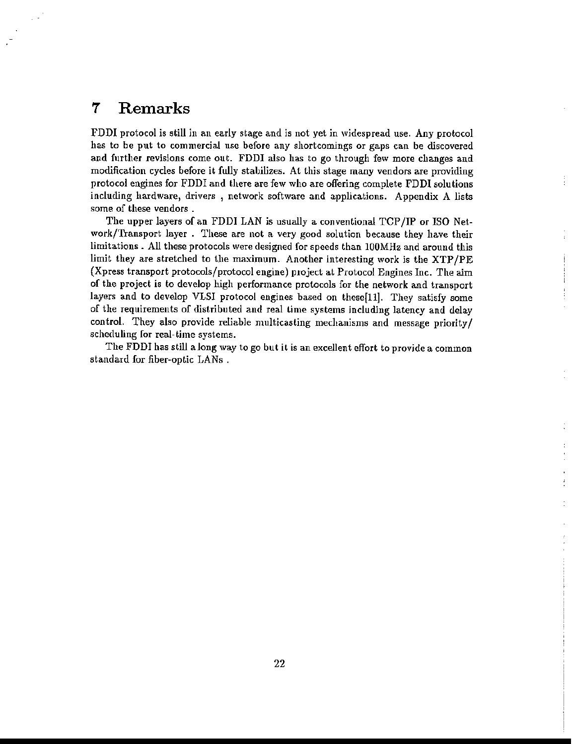# 7 Remarks

FDDI protocol is still in an early stage and is not yet in widespread use. Any protocol has to be put to commercial use before any shortcomings or gaps can be discovered and further revisions come out. FDDI also has to go through few more changes and modification cycles before it fully stabilizes. At this stage many vendors are providing protocol engines for FDDI and there are few who are offering complete FDDI solutions including hardware, drivers , network software and applications. Appendix A lists some of these vendors .

The upper layers of an FDDI LAN is usually a conventional TCP/IP or ISO Network/Transport layer . These are not a very good solution because they have their limitations . All these protocols were designed for speeds than 100MHz and around this limit they are stretched to the maximum. Another interesting work is the XTP/PE (Xpress transport protocols/protocol engine) project at Protocol Engines Inc. The aim of the project is to develop high performance protocols for the network and transport layers and to develop VLSI protocol engines based on these[11]. They satisfy some of the requirements of distributed and real time systems including latency and delay control. They also provide reliable multicasting mechanisms and message priority/ scheduling for real-time systems.

The FDDI has still a long way to go but it is an excellent effort to provide a common standard for fiber-optic LANs .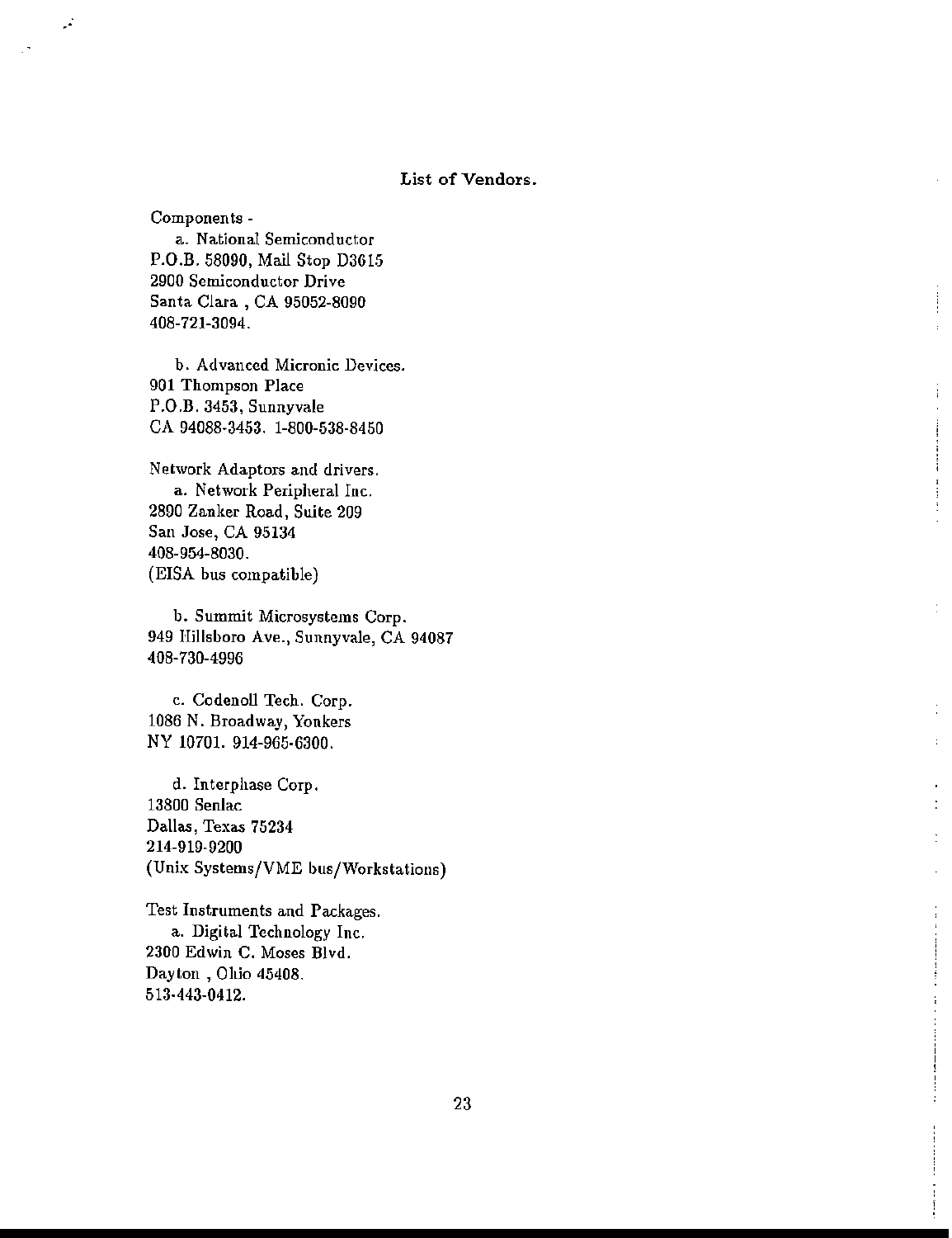**List of Vendors.**

Components -

a. National Semiconductor
P.O.B. 58090, Mail Stop D3615
2900 Semiconductor Drive
Santa Clara , CA 95052-8090
408-721-3094.

b. Advanced Micronic Devices.
901 Thompson Place
P.O.B. 3453, Sunnyvale
CA 94088-3453. 1-800-538-8450

Network Adaptors and drivers.

a. Network Peripheral Inc.
2890 Zanker Road, Suite 209
San Jose, CA 95134
408-954-8030.
(EISA bus compatible)

b. Summit Microsystems Corp.
949 Hillsboro Ave., Sunnyvale, CA 94087
408-730-4996

c. Codenoll Tech. Corp.
1086 N. Broadway, Yonkers
NY 10701. 914-965-6300.

d. Interphase Corp.
13800 Senlac
Dallas, Texas 75234
214-919-9200
(Unix Systems/VME bus/Workstations)

Test Instruments and Packages.

a. Digital Technology Inc.
2300 Edwin C. Moses Blvd.
Dayton , Ohio 45408.
513-443-0412.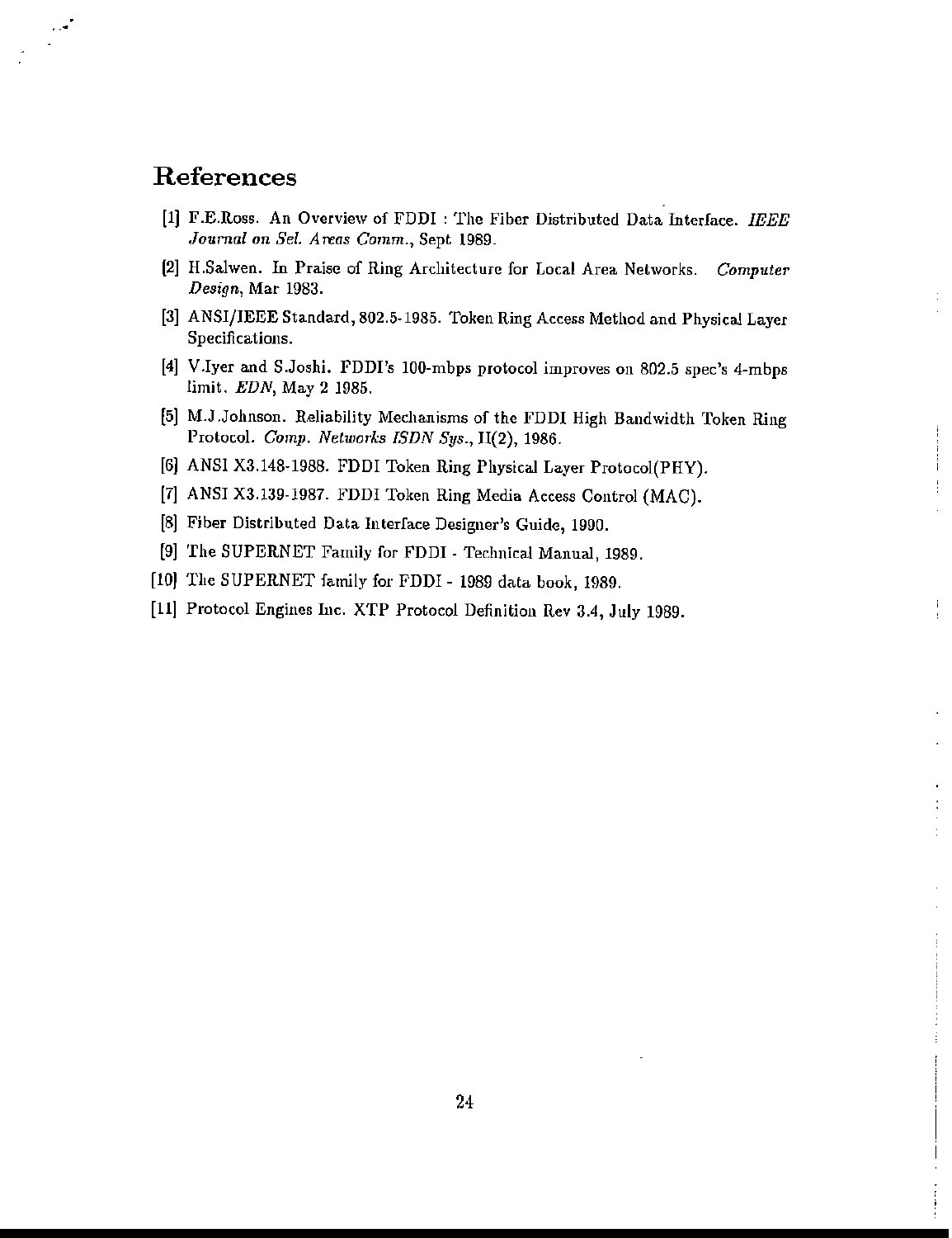# References

[1] F.E.Ross. An Overview of FDDI : The Fiber Distributed Data Interface. *IEEE Journal on Sel. Areas Comm.*, Sept 1989.

[2] H.Salwen. In Praise of Ring Architecture for Local Area Networks. *Computer Design*, Mar 1983.

[3] ANSI/IEEE Standard, 802.5-1985. Token Ring Access Method and Physical Layer Specifications.

[4] V.Iyer and S.Joshi. FDDI's 100-mbps protocol improves on 802.5 spec's 4-mbps limit. *EDN*, May 2 1985.

[5] M.J.Johnson. Reliability Mechanisms of the FDDI High Bandwidth Token Ring Protocol. *Comp. Networks ISDN Sys.*, II(2), 1986.

[6] ANSI X3.148-1988. FDDI Token Ring Physical Layer Protocol(PHY).

[7] ANSI X3.139-1987. FDDI Token Ring Media Access Control (MAC).

[8] Fiber Distributed Data Interface Designer's Guide, 1990.

[9] The SUPERNET Family for FDDI - Technical Manual, 1989.

[10] The SUPERNET family for FDDI - 1989 data book, 1989.

[11] Protocol Engines Inc. XTP Protocol Definition Rev 3.4, July 1989.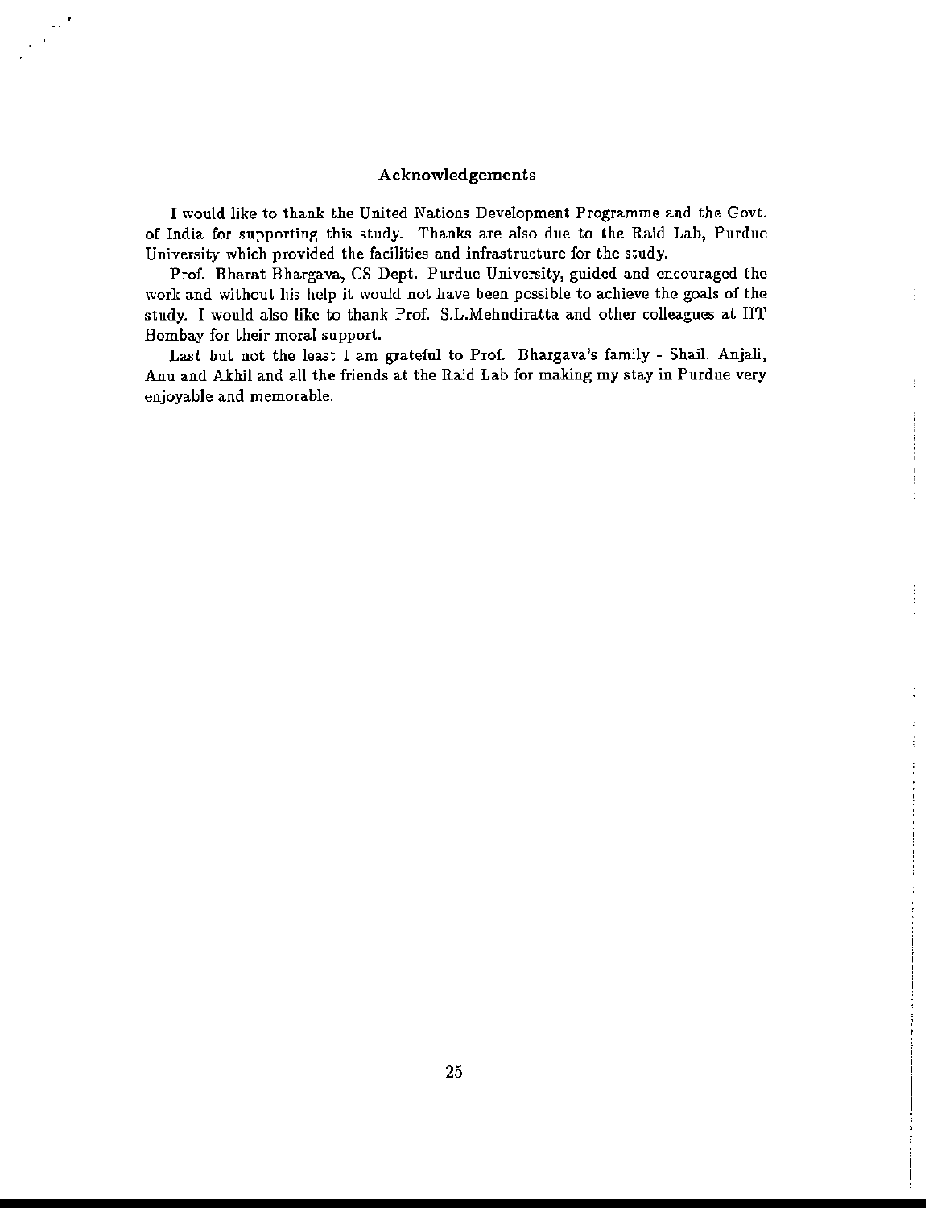## Acknowledgements

I would like to thank the United Nations Development Programme and the Govt. of India for supporting this study. Thanks are also due to the Raid Lab, Purdue University which provided the facilities and infrastructure for the study.

Prof. Bharat Bhargava, CS Dept. Purdue University, guided and encouraged the work and without his help it would not have been possible to achieve the goals of the study. I would also like to thank Prof. S.L.Mehndiratta and other colleagues at IIT Bombay for their moral support.

Last but not the least I am grateful to Prof. Bhargava's family - Shail, Anjali, Anu and Akhil and all the friends at the Raid Lab for making my stay in Purdue very enjoyable and memorable.